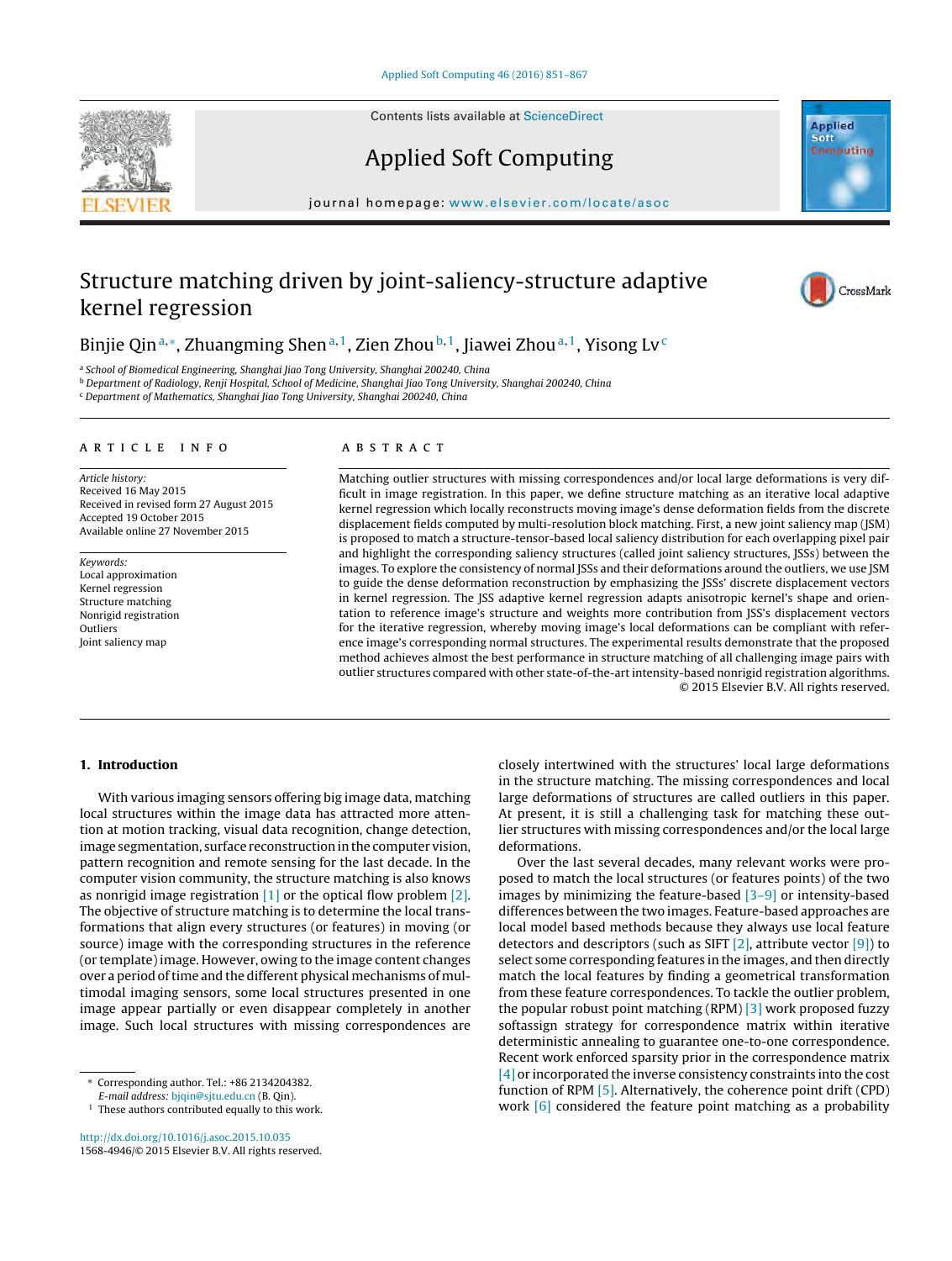# Structure matching driven by joint-saliency-structure adaptive kernel regression

Binjie Qin [a,*], Zhuangming Shen [a,1], Zien Zhou [b,1], Jiawei Zhou [a,1], Yisong Lv [c]

[a] School of Biomedical Engineering, Shanghai Jiao Tong University, Shanghai 200240, China
[b] Department of Radiology, Renji Hospital, School of Medicine, Shanghai Jiao Tong University, Shanghai 200240, China
[c] Department of Mathematics, Shanghai Jiao Tong University, Shanghai 200240, China

## ARTICLE INFO

*Article history:*
Received 16 May 2015
Received in revised form 27 August 2015
Accepted 19 October 2015
Available online 27 November 2015

*Keywords:*
Local approximation
Kernel regression
Structure matching
Nonrigid registration
Outliers
Joint saliency map

## ABSTRACT

Matching outlier structures with missing correspondences and/or local large deformations is very difficult in image registration. In this paper, we define structure matching as an iterative local adaptive kernel regression which locally reconstructs moving image's dense deformation fields from the discrete displacement fields computed by multi-resolution block matching. First, a new joint saliency map (JSM) is proposed to match a structure-tensor-based local saliency distribution for each overlapping pixel pair and highlight the corresponding saliency structures (called joint saliency structures, JSSs) between the images. To explore the consistency of normal JSSs and their deformations around the outliers, we use JSM to guide the dense deformation reconstruction by emphasizing the JSSs' discrete displacement vectors in kernel regression. The JSS adaptive kernel regression adapts anisotropic kernel's shape and orientation to reference image's structure and weights more contribution from JSS's displacement vectors for the iterative regression, whereby moving image's local deformations can be compliant with reference image's corresponding normal structures. The experimental results demonstrate that the proposed method achieves almost the best performance in structure matching of all challenging image pairs with outlier structures compared with other state-of-the-art intensity-based nonrigid registration algorithms.

© 2015 Elsevier B.V. All rights reserved.

## 1. Introduction

With various imaging sensors offering big image data, matching local structures within the image data has attracted more attention at motion tracking, visual data recognition, change detection, image segmentation, surface reconstruction in the computer vision, pattern recognition and remote sensing for the last decade. In the computer vision community, the structure matching is also knows as nonrigid image registration [1] or the optical flow problem [2]. The objective of structure matching is to determine the local transformations that align every structures (or features) in moving (or source) image with the corresponding structures in the reference (or template) image. However, owing to the image content changes over a period of time and the different physical mechanisms of multimodal imaging sensors, some local structures presented in one image appear partially or even disappear completely in another image. Such local structures with missing correspondences are closely intertwined with the structures' local large deformations in the structure matching. The missing correspondences and local large deformations of structures are called outliers in this paper. At present, it is still a challenging task for matching these outlier structures with missing correspondences and/or the local large deformations.

Over the last several decades, many relevant works were proposed to match the local structures (or features points) of the two images by minimizing the feature-based [3–9] or intensity-based differences between the two images. Feature-based approaches are local model based methods because they always use local feature detectors and descriptors (such as SIFT [2], attribute vector [9]) to select some corresponding features in the images, and then directly match the local features by finding a geometrical transformation from these feature correspondences. To tackle the outlier problem, the popular robust point matching (RPM) [3] work proposed fuzzy softassign strategy for correspondence matrix within iterative deterministic annealing to guarantee one-to-one correspondence. Recent work enforced sparsity prior in the correspondence matrix [4] or incorporated the inverse consistency constraints into the cost function of RPM [5]. Alternatively, the coherence point drift (CPD) work [6] considered the feature point matching as a probability

* Corresponding author. Tel.: +86 2134204382.
*E-mail address:* bjqin@sjtu.edu.cn (B. Qin).
[1] These authors contributed equally to this work.

http://dx.doi.org/10.1016/j.asoc.2015.10.035
1568-4946/© 2015 Elsevier B.V. All rights reserved.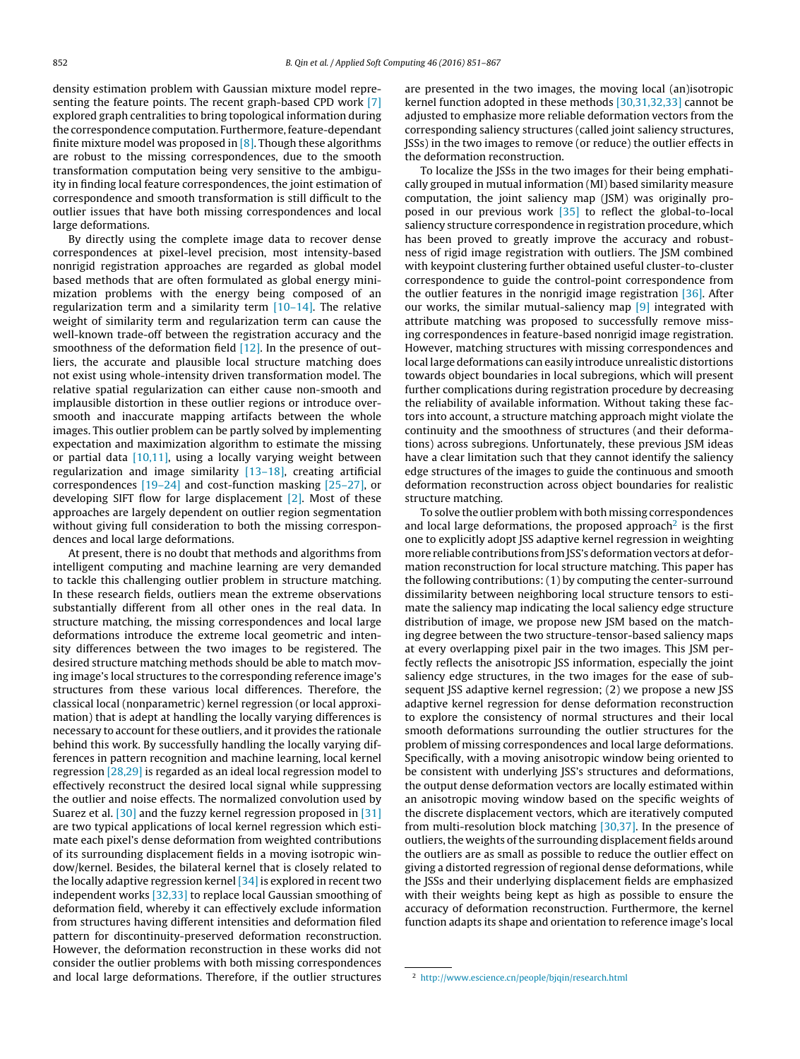density estimation problem with Gaussian mixture model representing the feature points. The recent graph-based CPD work [7] explored graph centralities to bring topological information during the correspondence computation. Furthermore, feature-dependant finite mixture model was proposed in [8]. Though these algorithms are robust to the missing correspondences, due to the smooth transformation computation being very sensitive to the ambiguity in finding local feature correspondences, the joint estimation of correspondence and smooth transformation is still difficult to the outlier issues that have both missing correspondences and local large deformations.

By directly using the complete image data to recover dense correspondences at pixel-level precision, most intensity-based nonrigid registration approaches are regarded as global model based methods that are often formulated as global energy minimization problems with the energy being composed of an regularization term and a similarity term [10–14]. The relative weight of similarity term and regularization term can cause the well-known trade-off between the registration accuracy and the smoothness of the deformation field [12]. In the presence of outliers, the accurate and plausible local structure matching does not exist using whole-intensity driven transformation model. The relative spatial regularization can either cause non-smooth and implausible distortion in these outlier regions or introduce over-smooth and inaccurate mapping artifacts between the whole images. This outlier problem can be partly solved by implementing expectation and maximization algorithm to estimate the missing or partial data [10,11], using a locally varying weight between regularization and image similarity [13–18], creating artificial correspondences [19–24] and cost-function masking [25–27], or developing SIFT flow for large displacement [2]. Most of these approaches are largely dependent on outlier region segmentation without giving full consideration to both the missing correspondences and local large deformations.

At present, there is no doubt that methods and algorithms from intelligent computing and machine learning are very demanded to tackle this challenging outlier problem in structure matching. In these research fields, outliers mean the extreme observations substantially different from all other ones in the real data. In structure matching, the missing correspondences and local large deformations introduce the extreme local geometric and intensity differences between the two images to be registered. The desired structure matching methods should be able to match moving image's local structures to the corresponding reference image's structures from these various local differences. Therefore, the classical local (nonparametric) kernel regression (or local approximation) that is adept at handling the locally varying differences is necessary to account for these outliers, and it provides the rationale behind this work. By successfully handling the locally varying differences in pattern recognition and machine learning, local kernel regression [28,29] is regarded as an ideal local regression model to effectively reconstruct the desired local signal while suppressing the outlier and noise effects. The normalized convolution used by Suarez et al. [30] and the fuzzy kernel regression proposed in [31] are two typical applications of local kernel regression which estimate each pixel's dense deformation from weighted contributions of its surrounding displacement fields in a moving isotropic window/kernel. Besides, the bilateral kernel that is closely related to the locally adaptive regression kernel [34] is explored in recent two independent works [32,33] to replace local Gaussian smoothing of deformation field, whereby it can effectively exclude information from structures having different intensities and deformation filed pattern for discontinuity-preserved deformation reconstruction. However, the deformation reconstruction in these works did not consider the outlier problems with both missing correspondences and local large deformations. Therefore, if the outlier structures are presented in the two images, the moving local (an)isotropic kernel function adopted in these methods [30,31,32,33] cannot be adjusted to emphasize more reliable deformation vectors from the corresponding saliency structures (called joint saliency structures, JSSs) in the two images to remove (or reduce) the outlier effects in the deformation reconstruction.

To localize the JSSs in the two images for their being emphatically grouped in mutual information (MI) based similarity measure computation, the joint saliency map (JSM) was originally proposed in our previous work [35] to reflect the global-to-local saliency structure correspondence in registration procedure, which has been proved to greatly improve the accuracy and robustness of rigid image registration with outliers. The JSM combined with keypoint clustering further obtained useful cluster-to-cluster correspondence to guide the control-point correspondence from the outlier features in the nonrigid image registration [36]. After our works, the similar mutual-saliency map [9] integrated with attribute matching was proposed to successfully remove missing correspondences in feature-based nonrigid image registration. However, matching structures with missing correspondences and local large deformations can easily introduce unrealistic distortions towards object boundaries in local subregions, which will present further complications during registration procedure by decreasing the reliability of available information. Without taking these factors into account, a structure matching approach might violate the continuity and the smoothness of structures (and their deformations) across subregions. Unfortunately, these previous JSM ideas have a clear limitation such that they cannot identify the saliency edge structures of the images to guide the continuous and smooth deformation reconstruction across object boundaries for realistic structure matching.

To solve the outlier problem with both missing correspondences and local large deformations, the proposed approach[2] is the first one to explicitly adopt JSS adaptive kernel regression in weighting more reliable contributions from JSS's deformation vectors at deformation reconstruction for local structure matching. This paper has the following contributions: (1) by computing the center-surround dissimilarity between neighboring local structure tensors to estimate the saliency map indicating the local saliency edge structure distribution of image, we propose new JSM based on the matching degree between the two structure-tensor-based saliency maps at every overlapping pixel pair in the two images. This JSM perfectly reflects the anisotropic JSS information, especially the joint saliency edge structures, in the two images for the ease of subsequent JSS adaptive kernel regression; (2) we propose a new JSS adaptive kernel regression for dense deformation reconstruction to explore the consistency of normal structures and their local smooth deformations surrounding the outlier structures for the problem of missing correspondences and local large deformations. Specifically, with a moving anisotropic window being oriented to be consistent with underlying JSS's structures and deformations, the output dense deformation vectors are locally estimated within an anisotropic moving window based on the specific weights of the discrete displacement vectors, which are iteratively computed from multi-resolution block matching [30,37]. In the presence of outliers, the weights of the surrounding displacement fields around the outliers are as small as possible to reduce the outlier effect on giving a distorted regression of regional dense deformations, while the JSSs and their underlying displacement fields are emphasized with their weights being kept as high as possible to ensure the accuracy of deformation reconstruction. Furthermore, the kernel function adapts its shape and orientation to reference image's local

[2] http://www.escience.cn/people/bjqin/research.html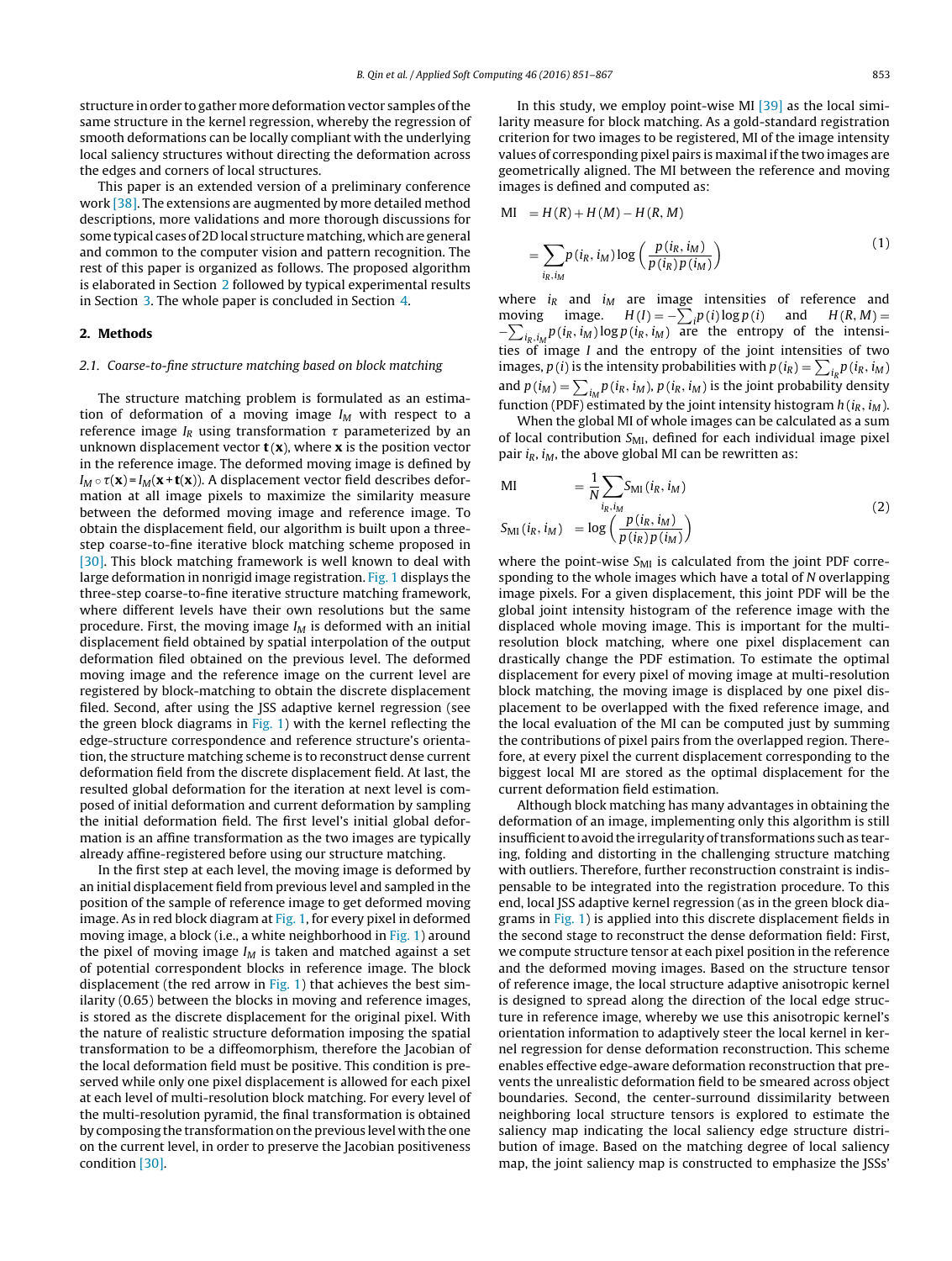structure in order to gather more deformation vector samples of the same structure in the kernel regression, whereby the regression of smooth deformations can be locally compliant with the underlying local saliency structures without directing the deformation across the edges and corners of local structures.

This paper is an extended version of a preliminary conference work [38]. The extensions are augmented by more detailed method descriptions, more validations and more thorough discussions for some typical cases of 2D local structure matching, which are general and common to the computer vision and pattern recognition. The rest of this paper is organized as follows. The proposed algorithm is elaborated in Section 2 followed by typical experimental results in Section 3. The whole paper is concluded in Section 4.

## 2. Methods

### 2.1. Coarse-to-fine structure matching based on block matching

The structure matching problem is formulated as an estimation of deformation of a moving image $I_M$ with respect to a reference image $I_R$ using transformation $\tau$ parameterized by an unknown displacement vector $\mathbf{t}(\mathbf{x})$, where $\mathbf{x}$ is the position vector in the reference image. The deformed moving image is defined by $I_M \circ \tau(\mathbf{x}) = I_M(\mathbf{x} + \mathbf{t}(\mathbf{x}))$. A displacement vector field describes deformation at all image pixels to maximize the similarity measure between the deformed moving image and reference image. To obtain the displacement field, our algorithm is built upon a three-step coarse-to-fine iterative block matching scheme proposed in [30]. This block matching framework is well known to deal with large deformation in nonrigid image registration. Fig. 1 displays the three-step coarse-to-fine iterative structure matching framework, where different levels have their own resolutions but the same procedure. First, the moving image $I_M$ is deformed with an initial displacement field obtained by spatial interpolation of the output deformation filed obtained on the previous level. The deformed moving image and the reference image on the current level are registered by block-matching to obtain the discrete displacement filed. Second, after using the JSS adaptive kernel regression (see the green block diagrams in Fig. 1) with the kernel reflecting the edge-structure correspondence and reference structure's orientation, the structure matching scheme is to reconstruct dense current deformation field from the discrete displacement field. At last, the resulted global deformation for the iteration at next level is composed of initial deformation and current deformation by sampling the initial deformation field. The first level's initial global deformation is an affine transformation as the two images are typically already affine-registered before using our structure matching.

In the first step at each level, the moving image is deformed by an initial displacement field from previous level and sampled in the position of the sample of reference image to get deformed moving image. As in red block diagram at Fig. 1, for every pixel in deformed moving image, a block (i.e., a white neighborhood in Fig. 1) around the pixel of moving image $I_M$ is taken and matched against a set of potential correspondent blocks in reference image. The block displacement (the red arrow in Fig. 1) that achieves the best similarity (0.65) between the blocks in moving and reference images, is stored as the discrete displacement for the original pixel. With the nature of realistic structure deformation imposing the spatial transformation to be a diffeomorphism, therefore the Jacobian of the local deformation field must be positive. This condition is preserved while only one pixel displacement is allowed for each pixel at each level of multi-resolution block matching. For every level of the multi-resolution pyramid, the final transformation is obtained by composing the transformation on the previous level with the one on the current level, in order to preserve the Jacobian positiveness condition [30].

In this study, we employ point-wise MI [39] as the local similarity measure for block matching. As a gold-standard registration criterion for two images to be registered, MI of the image intensity values of corresponding pixel pairs is maximal if the two images are geometrically aligned. The MI between the reference and moving images is defined and computed as:

$$
\begin{aligned}
\mathrm{MI} &= H(R) + H(M) - H(R, M) \\
&= \sum_{i_R, i_M} p(i_R, i_M) \log\left(\frac{p(i_R, i_M)}{p(i_R)\, p(i_M)}\right)
\end{aligned}
\tag{1}
$$

where $i_R$ and $i_M$ are image intensities of reference and moving image. $H(I) = -\sum_i p(i) \log p(i)$ and $H(R, M) = -\sum_{i_R, i_M} p(i_R, i_M) \log p(i_R, i_M)$ are the entropy of the intensities of image $I$ and the entropy of the joint intensities of two images, $p(i)$ is the intensity probabilities with $p(i_R) = \sum_{i_R} p(i_R, i_M)$ and $p(i_M) = \sum_{i_M} p(i_R, i_M)$, $p(i_R, i_M)$ is the joint probability density function (PDF) estimated by the joint intensity histogram $h(i_R, i_M)$.

When the global MI of whole images can be calculated as a sum of local contribution $S_{\mathrm{MI}}$, defined for each individual image pixel pair $i_R, i_M$, the above global MI can be rewritten as:

$$
\begin{aligned}
\mathrm{MI} &= \frac{1}{N} \sum_{i_R, i_M} S_{\mathrm{MI}}(i_R, i_M) \\
S_{\mathrm{MI}}(i_R, i_M) &= \log\left(\frac{p(i_R, i_M)}{p(i_R)\, p(i_M)}\right)
\end{aligned}
\tag{2}
$$

where the point-wise $S_{\mathrm{MI}}$ is calculated from the joint PDF corresponding to the whole images which have a total of $N$ overlapping image pixels. For a given displacement, this joint PDF will be the global joint intensity histogram of the reference image with the displaced whole moving image. This is important for the multi-resolution block matching, where one pixel displacement can drastically change the PDF estimation. To estimate the optimal displacement for every pixel of moving image at multi-resolution block matching, the moving image is displaced by one pixel displacement to be overlapped with the fixed reference image, and the local evaluation of the MI can be computed just by summing the contributions of pixel pairs from the overlapped region. Therefore, at every pixel the current displacement corresponding to the biggest local MI are stored as the optimal displacement for the current deformation field estimation.

Although block matching has many advantages in obtaining the deformation of an image, implementing only this algorithm is still insufficient to avoid the irregularity of transformations such as tearing, folding and distorting in the challenging structure matching with outliers. Therefore, further reconstruction constraint is indispensable to be integrated into the registration procedure. To this end, local JSS adaptive kernel regression (as in the green block diagrams in Fig. 1) is applied into this discrete displacement fields in the second stage to reconstruct the dense deformation field: First, we compute structure tensor at each pixel position in the reference and the deformed moving images. Based on the structure tensor of reference image, the local structure adaptive anisotropic kernel is designed to spread along the direction of the local edge structure in reference image, whereby we use this anisotropic kernel's orientation information to adaptively steer the local kernel in kernel regression for dense deformation reconstruction. This scheme enables effective edge-aware deformation reconstruction that prevents the unrealistic deformation field to be smeared across object boundaries. Second, the center-surround dissimilarity between neighboring local structure tensors is explored to estimate the saliency map indicating the local saliency edge structure distribution of image. Based on the matching degree of local saliency map, the joint saliency map is constructed to emphasize the JSSs'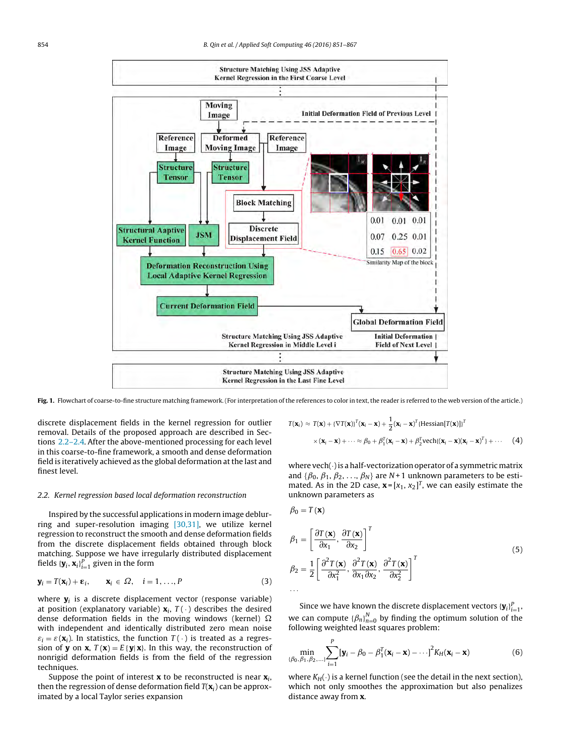Fig. 1. Flowchart of coarse-to-fine structure matching framework. (For interpretation of the references to color in text, the reader is referred to the web version of the article.)

discrete displacement fields in the kernel regression for outlier removal. Details of the proposed approach are described in Sections 2.2–2.4. After the above-mentioned processing for each level in this coarse-to-fine framework, a smooth and dense deformation field is iteratively achieved as the global deformation at the last and finest level.

### 2.2. Kernel regression based local deformation reconstruction

Inspired by the successful applications in modern image deblurring and super-resolution imaging [30,31], we utilize kernel regression to reconstruct the smooth and dense deformation fields from the discrete displacement fields obtained through block matching. Suppose we have irregularly distributed displacement fields $\{\mathbf{y}_i, \mathbf{x}_i\}_{i=1}^{P}$ given in the form

$$\mathbf{y}_i = T(\mathbf{x}_i) + \boldsymbol{\varepsilon}_i, \qquad \mathbf{x}_i \in \Omega, \quad i = 1, \ldots, P \tag{3}$$

where $\mathbf{y}_i$ is a discrete displacement vector (response variable) at position (explanatory variable) $\mathbf{x}_i$, $T(\cdot)$ describes the desired dense deformation fields in the moving windows (kernel) $\Omega$ with independent and identically distributed zero mean noise $\varepsilon_i = \varepsilon(\mathbf{x}_i)$. In statistics, the function $T(\cdot)$ is treated as a regression of $\mathbf{y}$ on $\mathbf{x}$, $T(\mathbf{x}) = E\{\mathbf{y}|\mathbf{x}\}$. In this way, the reconstruction of nonrigid deformation fields is from the field of the regression techniques.

Suppose the point of interest $\mathbf{x}$ to be reconstructed is near $\mathbf{x}_i$, then the regression of dense deformation field $T(\mathbf{x}_i)$ can be approximated by a local Taylor series expansion

$$T(\mathbf{x}_i) \approx T(\mathbf{x}) + \{\nabla T(\mathbf{x})\}^T(\mathbf{x}_i - \mathbf{x}) + \frac{1}{2}(\mathbf{x}_i - \mathbf{x})^T\{\text{Hessian}[T(\mathbf{x})]\}^T \times (\mathbf{x}_i - \mathbf{x}) + \cdots \approx \beta_0 + \beta_1^T(\mathbf{x}_i - \mathbf{x}) + \beta_2^T \text{vech}\{(\mathbf{x}_i - \mathbf{x})(\mathbf{x}_i - \mathbf{x})^T\} + \cdots \tag{4}$$

where vech$(\cdot)$ is a half-vectorization operator of a symmetric matrix and $\{\beta_0, \beta_1, \beta_2, \ldots, \beta_N\}$ are $N+1$ unknown parameters to be estimated. As in the 2D case, $\mathbf{x} = [x_1, x_2]^T$, we can easily estimate the unknown parameters as

$$\beta_0 = T(\mathbf{x})$$
$$\beta_1 = \left[\frac{\partial T(\mathbf{x})}{\partial x_1}, \frac{\partial T(\mathbf{x})}{\partial x_2}\right]^T$$
$$\beta_2 = \frac{1}{2}\left[\frac{\partial^2 T(\mathbf{x})}{\partial x_1^2}, \frac{\partial^2 T(\mathbf{x})}{\partial x_1 \partial x_2}, \frac{\partial^2 T(\mathbf{x})}{\partial x_2^2}\right]^T \tag{5}$$
$$\cdots$$

Since we have known the discrete displacement vectors $\{\mathbf{y}_i\}_{i=1}^{P}$, we can compute $\{\beta_n\}_{n=0}^{N}$ by finding the optimum solution of the following weighted least squares problem:

$$\min_{\{\beta_0, \beta_1, \beta_2, \ldots\}} \sum_{i=1}^{P} [\mathbf{y}_i - \beta_0 - \beta_1^T(\mathbf{x}_i - \mathbf{x}) - \cdots]^2 K_H(\mathbf{x}_i - \mathbf{x}) \tag{6}$$

where $K_H(\cdot)$ is a kernel function (see the detail in the next section), which not only smoothes the approximation but also penalizes distance away from $\mathbf{x}$.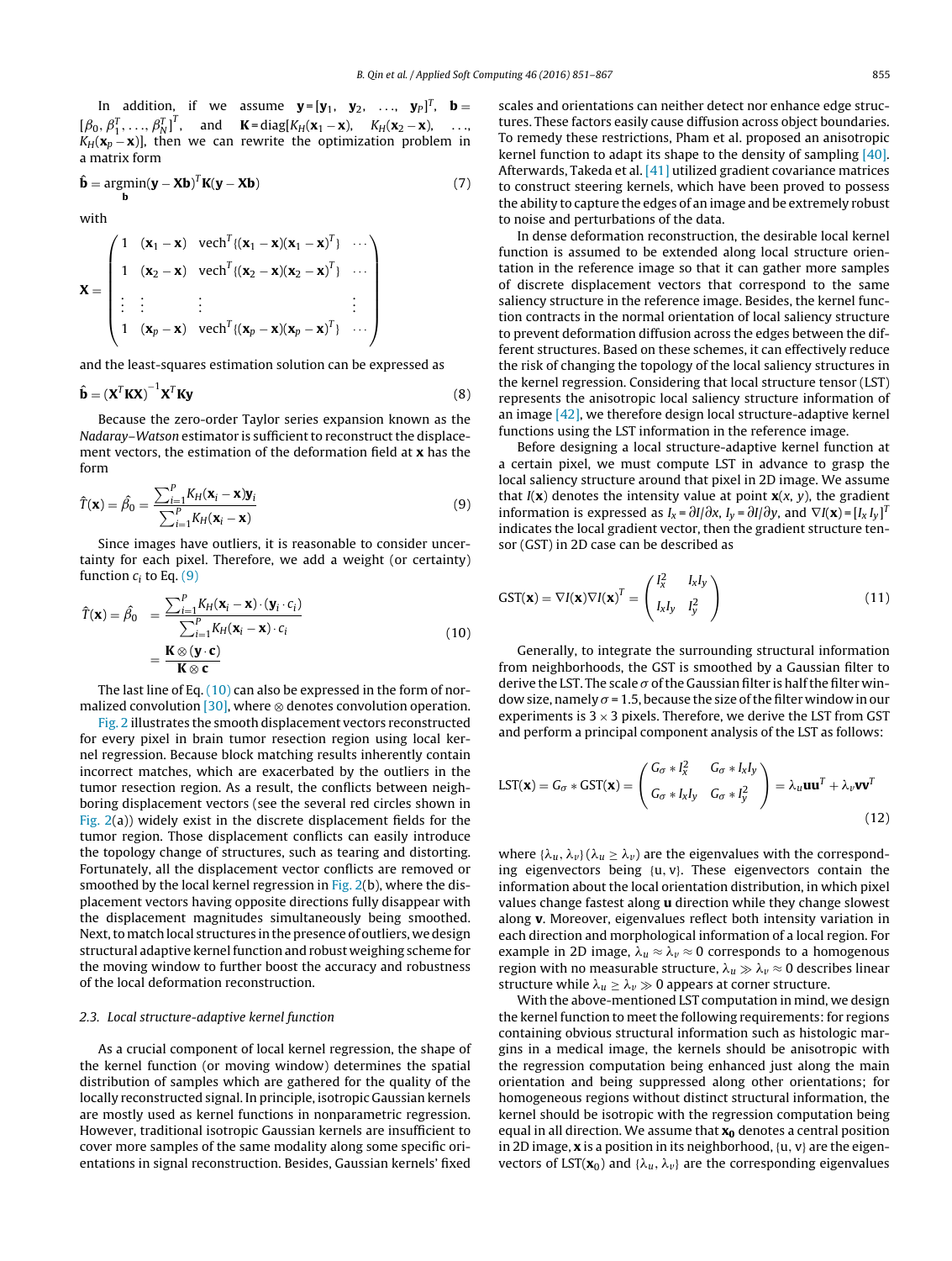In addition, if we assume $\mathbf{y} = [\mathbf{y}_1, \mathbf{y}_2, \ldots, \mathbf{y}_P]^T$, $\mathbf{b} = [\beta_0, \beta_1^T, \ldots, \beta_N^T]^T$, and $\mathbf{K} = \text{diag}[K_H(\mathbf{x}_1 - \mathbf{x}), K_H(\mathbf{x}_2 - \mathbf{x}), \ldots, K_H(\mathbf{x}_p - \mathbf{x})]$, then we can rewrite the optimization problem in a matrix form

$$\hat{\mathbf{b}} = \underset{\mathbf{b}}{\text{argmin}} (\mathbf{y} - \mathbf{X}\mathbf{b})^T \mathbf{K} (\mathbf{y} - \mathbf{X}\mathbf{b}) \tag{7}$$

with

$$\mathbf{X} = \begin{pmatrix} 1 & (\mathbf{x}_1 - \mathbf{x}) & \text{vech}^T\{(\mathbf{x}_1 - \mathbf{x})(\mathbf{x}_1 - \mathbf{x})^T\} & \cdots \\ 1 & (\mathbf{x}_2 - \mathbf{x}) & \text{vech}^T\{(\mathbf{x}_2 - \mathbf{x})(\mathbf{x}_2 - \mathbf{x})^T\} & \cdots \\ \vdots & \vdots & \vdots & \vdots \\ 1 & (\mathbf{x}_p - \mathbf{x}) & \text{vech}^T\{(\mathbf{x}_p - \mathbf{x})(\mathbf{x}_p - \mathbf{x})^T\} & \cdots \end{pmatrix}$$

and the least-squares estimation solution can be expressed as

$$\hat{\mathbf{b}} = \left(\mathbf{X}^T \mathbf{K} \mathbf{X}\right)^{-1} \mathbf{X}^T \mathbf{K} \mathbf{y} \tag{8}$$

Because the zero-order Taylor series expansion known as the *Nadaraya–Watson* estimator is sufficient to reconstruct the displacement vectors, the estimation of the deformation field at $\mathbf{x}$ has the form

$$\hat{T}(\mathbf{x}) = \hat{\beta}_0 = \frac{\sum_{i=1}^{P} K_H(\mathbf{x}_i - \mathbf{x}) \mathbf{y}_i}{\sum_{i=1}^{P} K_H(\mathbf{x}_i - \mathbf{x})} \tag{9}$$

Since images have outliers, it is reasonable to consider uncertainty for each pixel. Therefore, we add a weight (or certainty) function $c_i$ to Eq. (9)

$$\hat{T}(\mathbf{x}) = \hat{\beta}_0 = \frac{\sum_{i=1}^{P} K_H(\mathbf{x}_i - \mathbf{x}) \cdot (\mathbf{y}_i \cdot c_i)}{\sum_{i=1}^{P} K_H(\mathbf{x}_i - \mathbf{x}) \cdot c_i} = \frac{\mathbf{K} \otimes (\mathbf{y} \cdot \mathbf{c})}{\mathbf{K} \otimes \mathbf{c}} \tag{10}$$

The last line of Eq. (10) can also be expressed in the form of normalized convolution [30], where $\otimes$ denotes convolution operation.

Fig. 2 illustrates the smooth displacement vectors reconstructed for every pixel in brain tumor resection region using local kernel regression. Because block matching results inherently contain incorrect matches, which are exacerbated by the outliers in the tumor resection region. As a result, the conflicts between neighboring displacement vectors (see the several red circles shown in Fig. 2(a)) widely exist in the discrete displacement fields for the tumor region. Those displacement conflicts can easily introduce the topology change of structures, such as tearing and distorting. Fortunately, all the displacement vector conflicts are removed or smoothed by the local kernel regression in Fig. 2(b), where the displacement vectors having opposite directions fully disappear with the displacement magnitudes simultaneously being smoothed. Next, to match local structures in the presence of outliers, we design structural adaptive kernel function and robust weighing scheme for the moving window to further boost the accuracy and robustness of the local deformation reconstruction.

### 2.3. Local structure-adaptive kernel function

As a crucial component of local kernel regression, the shape of the kernel function (or moving window) determines the spatial distribution of samples which are gathered for the quality of the locally reconstructed signal. In principle, isotropic Gaussian kernels are mostly used as kernel functions in nonparametric regression. However, traditional isotropic Gaussian kernels are insufficient to cover more samples of the same modality along some specific orientations in signal reconstruction. Besides, Gaussian kernels' fixed scales and orientations can neither detect nor enhance edge structures. These factors easily cause diffusion across object boundaries. To remedy these restrictions, Pham et al. proposed an anisotropic kernel function to adapt its shape to the density of sampling [40]. Afterwards, Takeda et al. [41] utilized gradient covariance matrices to construct steering kernels, which have been proved to possess the ability to capture the edges of an image and be extremely robust to noise and perturbations of the data.

In dense deformation reconstruction, the desirable local kernel function is assumed to be extended along local structure orientation in the reference image so that it can gather more samples of discrete displacement vectors that correspond to the same saliency structure in the reference image. Besides, the kernel function contracts in the normal orientation of local saliency structure to prevent deformation diffusion across the edges between the different structures. Based on these schemes, it can effectively reduce the risk of changing the topology of the local saliency structures in the kernel regression. Considering that local structure tensor (LST) represents the anisotropic local saliency structure information of an image [42], we therefore design local structure-adaptive kernel functions using the LST information in the reference image.

Before designing a local structure-adaptive kernel function at a certain pixel, we must compute LST in advance to grasp the local saliency structure around that pixel in 2D image. We assume that $I(\mathbf{x})$ denotes the intensity value at point $\mathbf{x}(x, y)$, the gradient information is expressed as $I_x = \partial I/\partial x$, $I_y = \partial I/\partial y$, and $\nabla I(\mathbf{x}) = [I_x \, I_y]^T$ indicates the local gradient vector, then the gradient structure tensor (GST) in 2D case can be described as

$$\text{GST}(\mathbf{x}) = \nabla I(\mathbf{x}) \nabla I(\mathbf{x})^T = \begin{pmatrix} I_x^2 & I_x I_y \\ I_x I_y & I_y^2 \end{pmatrix} \tag{11}$$

Generally, to integrate the surrounding structural information from neighborhoods, the GST is smoothed by a Gaussian filter to derive the LST. The scale $\sigma$ of the Gaussian filter is half the filter window size, namely $\sigma = 1.5$, because the size of the filter window in our experiments is $3 \times 3$ pixels. Therefore, we derive the LST from GST and perform a principal component analysis of the LST as follows:

$$\text{LST}(\mathbf{x}) = G_\sigma * \text{GST}(\mathbf{x}) = \begin{pmatrix} G_\sigma * I_x^2 & G_\sigma * I_x I_y \\ G_\sigma * I_x I_y & G_\sigma * I_y^2 \end{pmatrix} = \lambda_u \mathbf{u}\mathbf{u}^T + \lambda_v \mathbf{v}\mathbf{v}^T \tag{12}$$

where $\{\lambda_u, \lambda_v\}$ $(\lambda_u \geq \lambda_v)$ are the eigenvalues with the corresponding eigenvectors being $\{\mathrm{u}, \mathrm{v}\}$. These eigenvectors contain the information about the local orientation distribution, in which pixel values change fastest along $\mathbf{u}$ direction while they change slowest along $\mathbf{v}$. Moreover, eigenvalues reflect both intensity variation in each direction and morphological information of a local region. For example in 2D image, $\lambda_u \approx \lambda_v \approx 0$ corresponds to a homogenous region with no measurable structure, $\lambda_u \gg \lambda_v \approx 0$ describes linear structure while $\lambda_u \geq \lambda_v \gg 0$ appears at corner structure.

With the above-mentioned LST computation in mind, we design the kernel function to meet the following requirements: for regions containing obvious structural information such as histologic margins in a medical image, the kernels should be anisotropic with the regression computation being enhanced just along the main orientation and being suppressed along other orientations; for homogeneous regions without distinct structural information, the kernel should be isotropic with the regression computation being equal in all direction. We assume that $\mathbf{x_0}$ denotes a central position in 2D image, $\mathbf{x}$ is a position in its neighborhood, $\{\mathrm{u}, \mathrm{v}\}$ are the eigenvectors of $\text{LST}(\mathbf{x}_0)$ and $\{\lambda_u, \lambda_v\}$ are the corresponding eigenvalues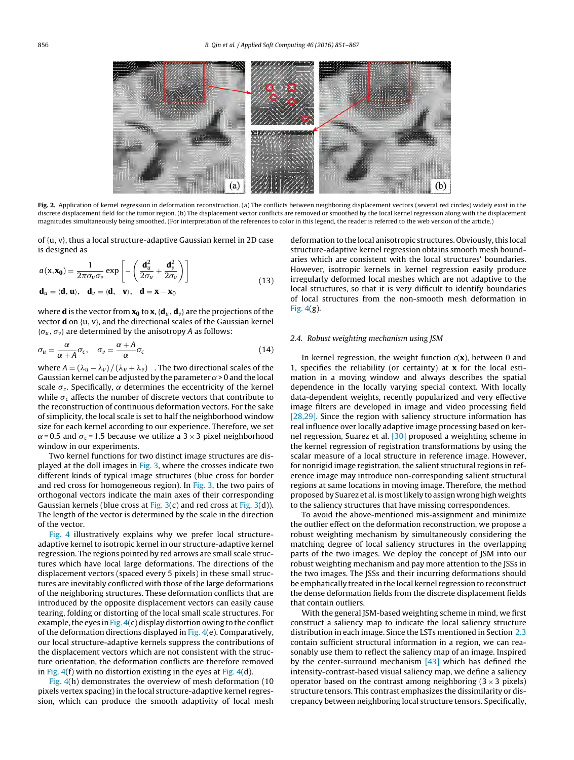**Fig. 2.** Application of kernel regression in deformation reconstruction. (a) The conflicts between neighboring displacement vectors (several red circles) widely exist in the discrete displacement field for the tumor region. (b) The displacement vector conflicts are removed or smoothed by the local kernel regression along with the displacement magnitudes simultaneously being smoothed. (For interpretation of the references to color in this legend, the reader is referred to the web version of the article.)

of {u, v}, thus a local structure-adaptive Gaussian kernel in 2D case is designed as

$$a(\mathrm{x}, \mathbf{x_0}) = \frac{1}{2\pi\sigma_u\sigma_v} \exp\left[-\left(\frac{\mathbf{d}_u^2}{2\sigma_u} + \frac{\mathbf{d}_v^2}{2\sigma_v}\right)\right]$$
$$\mathbf{d}_u = \langle \mathbf{d}, \mathbf{u} \rangle, \quad \mathbf{d}_v = \langle \mathbf{d}, \quad \mathbf{v} \rangle, \quad \mathbf{d} = \mathbf{x} - \mathbf{x}_0 \tag{13}$$

where $\mathbf{d}$ is the vector from $\mathbf{x_0}$ to $\mathbf{x}$, $\{\mathbf{d}_u, \mathbf{d}_v\}$ are the projections of the vector $\mathbf{d}$ on {u, v}, and the directional scales of the Gaussian kernel $\{\sigma_u, \sigma_v\}$ are determined by the anisotropy $A$ as follows:

$$\sigma_u = \frac{\alpha}{\alpha + A}\sigma_c, \quad \sigma_v = \frac{\alpha + A}{\alpha}\sigma_c \tag{14}$$

where $A = (\lambda_u - \lambda_v)/(\lambda_u + \lambda_v)$. The two directional scales of the Gaussian kernel can be adjusted by the parameter $\alpha > 0$ and the local scale $\sigma_c$. Specifically, $\alpha$ determines the eccentricity of the kernel while $\sigma_c$ affects the number of discrete vectors that contribute to the reconstruction of continuous deformation vectors. For the sake of simplicity, the local scale is set to half the neighborhood window size for each kernel according to our experience. Therefore, we set $\alpha = 0.5$ and $\sigma_c = 1.5$ because we utilize a $3 \times 3$ pixel neighborhood window in our experiments.

Two kernel functions for two distinct image structures are displayed at the doll images in Fig. 3, where the crosses indicate two different kinds of typical image structures (blue cross for border and red cross for homogeneous region). In Fig. 3, the two pairs of orthogonal vectors indicate the main axes of their corresponding Gaussian kernels (blue cross at Fig. 3(c) and red cross at Fig. 3(d)). The length of the vector is determined by the scale in the direction of the vector.

Fig. 4 illustratively explains why we prefer local structure-adaptive kernel to isotropic kernel in our structure-adaptive kernel regression. The regions pointed by red arrows are small scale structures which have local large deformations. The directions of the displacement vectors (spaced every 5 pixels) in these small structures are inevitably conflicted with those of the large deformations of the neighboring structures. These deformation conflicts that are introduced by the opposite displacement vectors can easily cause tearing, folding or distorting of the local small scale structures. For example, the eyes in Fig. 4(c) display distortion owing to the conflict of the deformation directions displayed in Fig. 4(e). Comparatively, our local structure-adaptive kernels suppress the contributions of the displacement vectors which are not consistent with the structure orientation, the deformation conflicts are therefore removed in Fig. 4(f) with no distortion existing in the eyes at Fig. 4(d).

Fig. 4(h) demonstrates the overview of mesh deformation (10 pixels vertex spacing) in the local structure-adaptive kernel regression, which can produce the smooth adaptivity of local mesh deformation to the local anisotropic structures. Obviously, this local structure-adaptive kernel regression obtains smooth mesh boundaries which are consistent with the local structures' boundaries. However, isotropic kernels in kernel regression easily produce irregularly deformed local meshes which are not adaptive to the local structures, so that it is very difficult to identify boundaries of local structures from the non-smooth mesh deformation in Fig. 4(g).

### 2.4. Robust weighting mechanism using JSM

In kernel regression, the weight function $c(\mathbf{x})$, between 0 and 1, specifies the reliability (or certainty) at $\mathbf{x}$ for the local estimation in a moving window and always describes the spatial dependence in the locally varying special context. With locally data-dependent weights, recently popularized and very effective image filters are developed in image and video processing field [28,29]. Since the region with saliency structure information has real influence over locally adaptive image processing based on kernel regression, Suarez et al. [30] proposed a weighting scheme in the kernel regression of registration transformations by using the scalar measure of a local structure in reference image. However, for nonrigid image registration, the salient structural regions in reference image may introduce non-corresponding salient structural regions at same locations in moving image. Therefore, the method proposed by Suarez et al. is most likely to assign wrong high weights to the saliency structures that have missing correspondences.

To avoid the above-mentioned mis-assignment and minimize the outlier effect on the deformation reconstruction, we propose a robust weighting mechanism by simultaneously considering the matching degree of local saliency structures in the overlapping parts of the two images. We deploy the concept of JSM into our robust weighting mechanism and pay more attention to the JSSs in the two images. The JSSs and their incurring deformations should be emphatically treated in the local kernel regression to reconstruct the dense deformation fields from the discrete displacement fields that contain outliers.

With the general JSM-based weighting scheme in mind, we first construct a saliency map to indicate the local saliency structure distribution in each image. Since the LSTs mentioned in Section 2.3 contain sufficient structural information in a region, we can reasonably use them to reflect the saliency map of an image. Inspired by the center-surround mechanism [43] which has defined the intensity-contrast-based visual saliency map, we define a saliency operator based on the contrast among neighboring ($3 \times 3$ pixels) structure tensors. This contrast emphasizes the dissimilarity or discrepancy between neighboring local structure tensors. Specifically,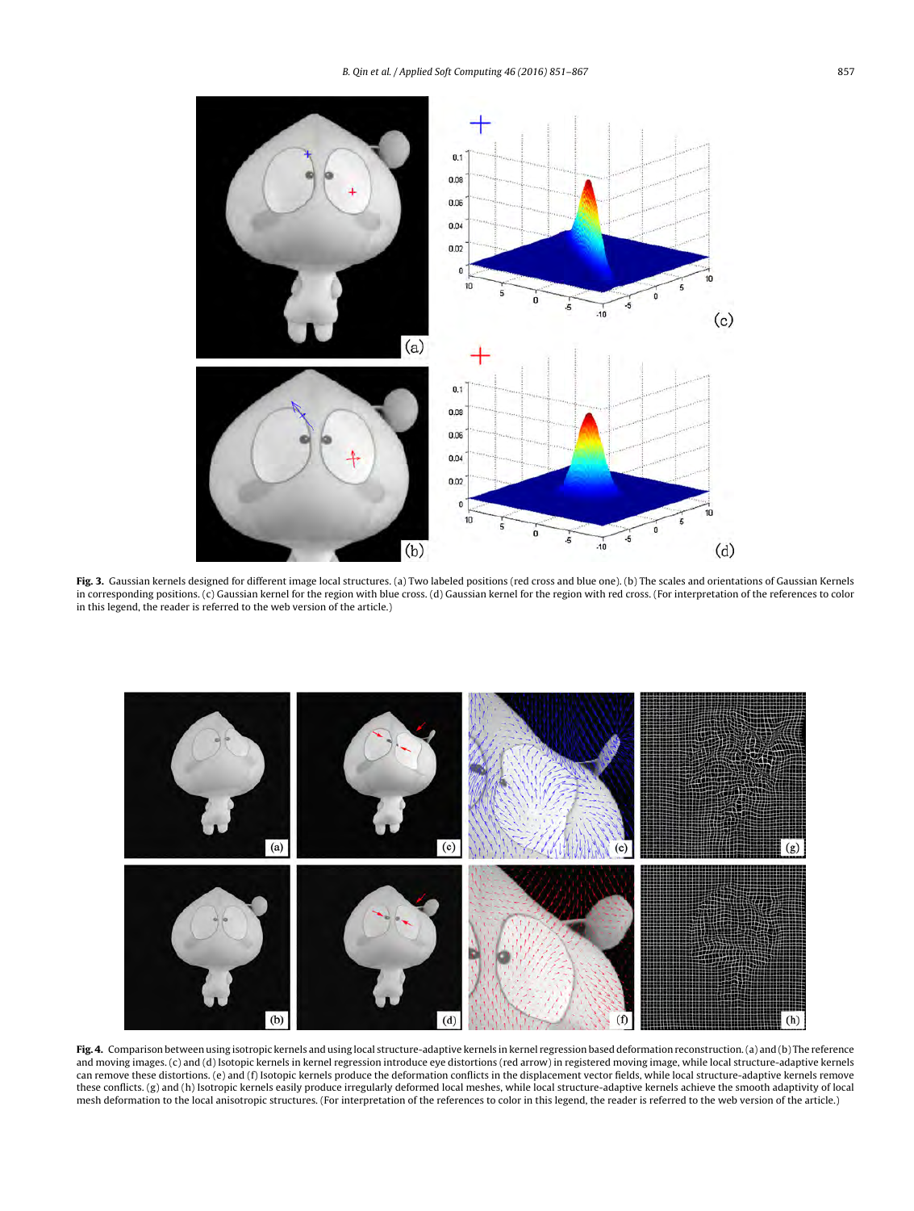**Fig. 3.** Gaussian kernels designed for different image local structures. (a) Two labeled positions (red cross and blue one). (b) The scales and orientations of Gaussian Kernels in corresponding positions. (c) Gaussian kernel for the region with blue cross. (d) Gaussian kernel for the region with red cross. (For interpretation of the references to color in this legend, the reader is referred to the web version of the article.)

**Fig. 4.** Comparison between using isotropic kernels and using local structure-adaptive kernels in kernel regression based deformation reconstruction. (a) and (b) The reference and moving images. (c) and (d) Isotopic kernels in kernel regression introduce eye distortions (red arrow) in registered moving image, while local structure-adaptive kernels can remove these distortions. (e) and (f) Isotopic kernels produce the deformation conflicts in the displacement vector fields, while local structure-adaptive kernels remove these conflicts. (g) and (h) Isotropic kernels easily produce irregularly deformed local meshes, while local structure-adaptive kernels achieve the smooth adaptivity of local mesh deformation to the local anisotropic structures. (For interpretation of the references to color in this legend, the reader is referred to the web version of the article.)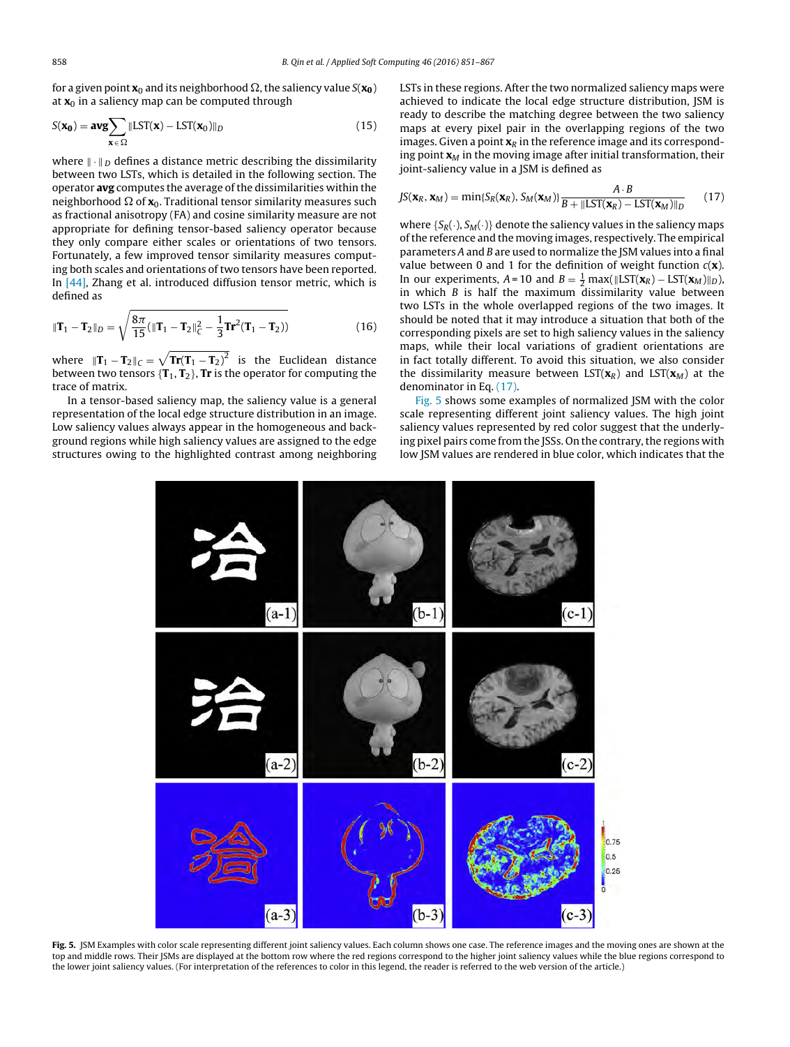for a given point $\mathbf{x}_0$ and its neighborhood $\Omega$, the saliency value $S(\mathbf{x_0})$ at $\mathbf{x}_0$ in a saliency map can be computed through

$$S(\mathbf{x_0}) = \mathbf{avg}\sum_{\mathbf{x}\in\Omega} \|\mathrm{LST}(\mathbf{x}) - \mathrm{LST}(\mathbf{x_0})\|_D \tag{15}$$

where $\|\cdot\|_D$ defines a distance metric describing the dissimilarity between two LSTs, which is detailed in the following section. The operator **avg** computes the average of the dissimilarities within the neighborhood $\Omega$ of $\mathbf{x}_0$. Traditional tensor similarity measures such as fractional anisotropy (FA) and cosine similarity measure are not appropriate for defining tensor-based saliency operator because they only compare either scales or orientations of two tensors. Fortunately, a few improved tensor similarity measures computing both scales and orientations of two tensors have been reported. In [44], Zhang et al. introduced diffusion tensor metric, which is defined as

$$\|\mathbf{T}_1 - \mathbf{T}_2\|_D = \sqrt{\frac{8\pi}{15}\left(\|\mathbf{T}_1 - \mathbf{T}_2\|_C^2 - \frac{1}{3}\mathbf{Tr}^2(\mathbf{T}_1 - \mathbf{T}_2)\right)} \tag{16}$$

where $\|\mathbf{T}_1 - \mathbf{T}_2\|_C = \sqrt{\mathbf{Tr}(\mathbf{T}_1 - \mathbf{T}_2)^2}$ is the Euclidean distance between two tensors $\{\mathbf{T}_1, \mathbf{T}_2\}$, **Tr** is the operator for computing the trace of matrix.

In a tensor-based saliency map, the saliency value is a general representation of the local edge structure distribution in an image. Low saliency values always appear in the homogeneous and background regions while high saliency values are assigned to the edge structures owing to the highlighted contrast among neighboring LSTs in these regions. After the two normalized saliency maps were achieved to indicate the local edge structure distribution, JSM is ready to describe the matching degree between the two saliency maps at every pixel pair in the overlapping regions of the two images. Given a point $\mathbf{x}_R$ in the reference image and its corresponding point $\mathbf{x}_M$ in the moving image after initial transformation, their joint-saliency value in a JSM is defined as

$$JS(\mathbf{x}_R, \mathbf{x}_M) = \min\{S_R(\mathbf{x}_R), S_M(\mathbf{x}_M)\}\frac{A\cdot B}{B + \|\mathrm{LST}(\mathbf{x}_R) - \mathrm{LST}(\mathbf{x}_M)\|_D} \tag{17}$$

where $\{S_R(\cdot), S_M(\cdot)\}$ denote the saliency values in the saliency maps of the reference and the moving images, respectively. The empirical parameters $A$ and $B$ are used to normalize the JSM values into a final value between 0 and 1 for the definition of weight function $c(\mathbf{x})$. In our experiments, $A = 10$ and $B = \frac{1}{2}\max(\|\mathrm{LST}(\mathbf{x}_R) - \mathrm{LST}(\mathbf{x}_M)\|_D)$, in which $B$ is half the maximum dissimilarity value between two LSTs in the whole overlapped regions of the two images. It should be noted that it may introduce a situation that both of the corresponding pixels are set to high saliency values in the saliency maps, while their local variations of gradient orientations are in fact totally different. To avoid this situation, we also consider the dissimilarity measure between $\mathrm{LST}(\mathbf{x}_R)$ and $\mathrm{LST}(\mathbf{x}_M)$ at the denominator in Eq. (17).

Fig. 5 shows some examples of normalized JSM with the color scale representing different joint saliency values. The high joint saliency values represented by red color suggest that the underlying pixel pairs come from the JSSs. On the contrary, the regions with low JSM values are rendered in blue color, which indicates that the

**Fig. 5.** JSM Examples with color scale representing different joint saliency values. Each column shows one case. The reference images and the moving ones are shown at the top and middle rows. Their JSMs are displayed at the bottom row where the red regions correspond to the higher joint saliency values while the blue regions correspond to the lower joint saliency values. (For interpretation of the references to color in this legend, the reader is referred to the web version of the article.)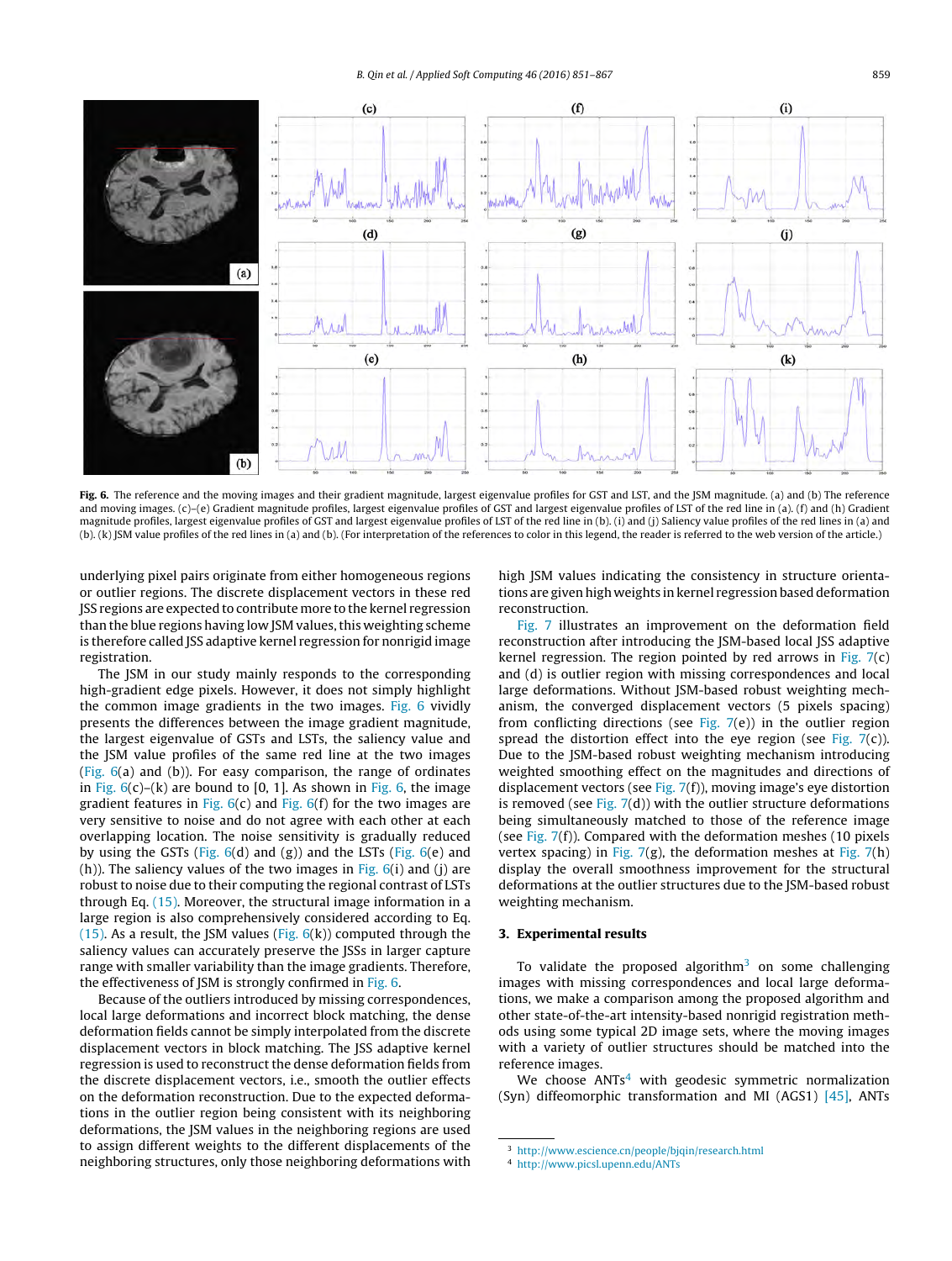**Fig. 6.** The reference and the moving images and their gradient magnitude, largest eigenvalue profiles for GST and LST, and the JSM magnitude. (a) and (b) The reference and moving images. (c)–(e) Gradient magnitude profiles, largest eigenvalue profiles of GST and largest eigenvalue profiles of LST of the red line in (a). (f) and (h) Gradient magnitude profiles, largest eigenvalue profiles of GST and largest eigenvalue profiles of LST of the red line in (b). (i) and (j) Saliency value profiles of the red lines in (a) and (b). (k) JSM value profiles of the red lines in (a) and (b). (For interpretation of the references to color in this legend, the reader is referred to the web version of the article.)

underlying pixel pairs originate from either homogeneous regions or outlier regions. The discrete displacement vectors in these red JSS regions are expected to contribute more to the kernel regression than the blue regions having low JSM values, this weighting scheme is therefore called JSS adaptive kernel regression for nonrigid image registration.

The JSM in our study mainly responds to the corresponding high-gradient edge pixels. However, it does not simply highlight the common image gradients in the two images. Fig. 6 vividly presents the differences between the image gradient magnitude, the largest eigenvalue of GSTs and LSTs, the saliency value and the JSM value profiles of the same red line at the two images (Fig. 6(a) and (b)). For easy comparison, the range of ordinates in Fig. 6(c)–(k) are bound to [0, 1]. As shown in Fig. 6, the image gradient features in Fig. 6(c) and Fig. 6(f) for the two images are very sensitive to noise and do not agree with each other at each overlapping location. The noise sensitivity is gradually reduced by using the GSTs (Fig. 6(d) and (g)) and the LSTs (Fig. 6(e) and (h)). The saliency values of the two images in Fig. 6(i) and (j) are robust to noise due to their computing the regional contrast of LSTs through Eq. (15). Moreover, the structural image information in a large region is also comprehensively considered according to Eq. (15). As a result, the JSM values (Fig. 6(k)) computed through the saliency values can accurately preserve the JSSs in larger capture range with smaller variability than the image gradients. Therefore, the effectiveness of JSM is strongly confirmed in Fig. 6.

Because of the outliers introduced by missing correspondences, local large deformations and incorrect block matching, the dense deformation fields cannot be simply interpolated from the discrete displacement vectors in block matching. The JSS adaptive kernel regression is used to reconstruct the dense deformation fields from the discrete displacement vectors, i.e., smooth the outlier effects on the deformation reconstruction. Due to the expected deformations in the outlier region being consistent with its neighboring deformations, the JSM values in the neighboring regions are used to assign different weights to the different displacements of the neighboring structures, only those neighboring deformations with high JSM values indicating the consistency in structure orientations are given high weights in kernel regression based deformation reconstruction.

Fig. 7 illustrates an improvement on the deformation field reconstruction after introducing the JSM-based local JSS adaptive kernel regression. The region pointed by red arrows in Fig. 7(c) and (d) is outlier region with missing correspondences and local large deformations. Without JSM-based robust weighting mechanism, the converged displacement vectors (5 pixels spacing) from conflicting directions (see Fig. 7(e)) in the outlier region spread the distortion effect into the eye region (see Fig. 7(c)). Due to the JSM-based robust weighting mechanism introducing weighted smoothing effect on the magnitudes and directions of displacement vectors (see Fig. 7(f)), moving image's eye distortion is removed (see Fig. 7(d)) with the outlier structure deformations being simultaneously matched to those of the reference image (see Fig. 7(f)). Compared with the deformation meshes (10 pixels vertex spacing) in Fig. 7(g), the deformation meshes at Fig. 7(h) display the overall smoothness improvement for the structural deformations at the outlier structures due to the JSM-based robust weighting mechanism.

## 3. Experimental results

To validate the proposed algorithm[3] on some challenging images with missing correspondences and local large deformations, we make a comparison among the proposed algorithm and other state-of-the-art intensity-based nonrigid registration methods using some typical 2D image sets, where the moving images with a variety of outlier structures should be matched into the reference images.

We choose ANTs[4] with geodesic symmetric normalization (Syn) diffeomorphic transformation and MI (AGS1) [45], ANTs

[3] http://www.escience.cn/people/bjqin/research.html
[4] http://www.picsl.upenn.edu/ANTs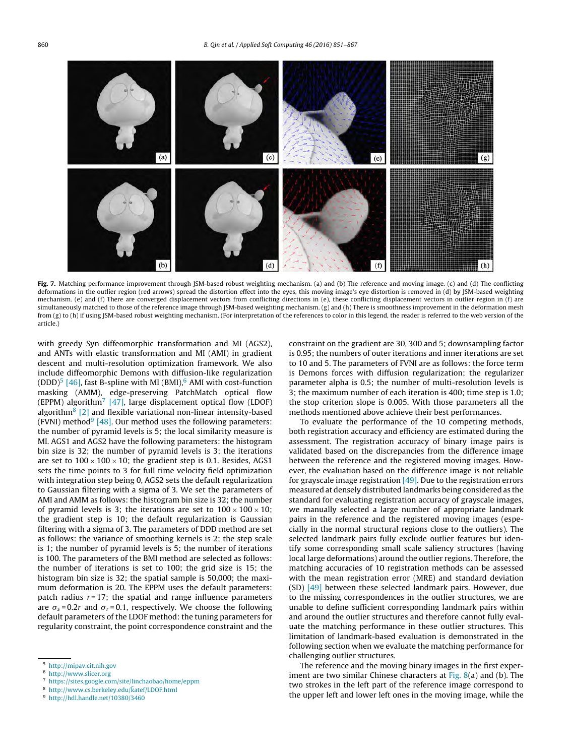**Fig. 7.** Matching performance improvement through JSM-based robust weighting mechanism. (a) and (b) The reference and moving image. (c) and (d) The conflicting deformations in the outlier region (red arrows) spread the distortion effect into the eyes, this moving image's eye distortion is removed in (d) by JSM-based weighting mechanism. (e) and (f) There are converged displacement vectors from conflicting directions in (e), these conflicting displacement vectors in outlier region in (f) are simultaneously matched to those of the reference image through JSM-based weighting mechanism. (g) and (h) There is smoothness improvement in the deformation mesh from (g) to (h) if using JSM-based robust weighting mechanism. (For interpretation of the references to color in this legend, the reader is referred to the web version of the article.)

with greedy Syn diffeomorphic transformation and MI (AGS2), and ANTs with elastic transformation and MI (AMI) in gradient descent and multi-resolution optimization framework. We also include diffeomorphic Demons with diffusion-like regularization (DDD)[5] [46], fast B-spline with MI (BMI),[6] AMI with cost-function masking (AMM), edge-preserving PatchMatch optical flow (EPPM) algorithm[7] [47], large displacement optical flow (LDOF) algorithm[8] [2] and flexible variational non-linear intensity-based (FVNI) method[9] [48]. Our method uses the following parameters: the number of pyramid levels is 5; the local similarity measure is MI. AGS1 and AGS2 have the following parameters: the histogram bin size is 32; the number of pyramid levels is 3; the iterations are set to $100 \times 100 \times 10$; the gradient step is 0.1. Besides, AGS1 sets the time points to 3 for full time velocity field optimization with integration step being 0, AGS2 sets the default regularization to Gaussian filtering with a sigma of 3. We set the parameters of AMI and AMM as follows: the histogram bin size is 32; the number of pyramid levels is 3; the iterations are set to $100 \times 100 \times 10$; the gradient step is 10; the default regularization is Gaussian filtering with a sigma of 3. The parameters of DDD method are set as follows: the variance of smoothing kernels is 2; the step scale is 1; the number of pyramid levels is 5; the number of iterations is 100. The parameters of the BMI method are selected as follows: the number of iterations is set to 100; the grid size is 15; the histogram bin size is 32; the spatial sample is 50,000; the maximum deformation is 20. The EPPM uses the default parameters: patch radius $r = 17$; the spatial and range influence parameters are $\sigma_s = 0.2r$ and $\sigma_r = 0.1$, respectively. We choose the following default parameters of the LDOF method: the tuning parameters for regularity constraint, the point correspondence constraint and the constraint on the gradient are 30, 300 and 5; downsampling factor is 0.95; the numbers of outer iterations and inner iterations are set to 10 and 5. The parameters of FVNI are as follows: the force term is Demons forces with diffusion regularization; the regularizer parameter alpha is 0.5; the number of multi-resolution levels is 3; the maximum number of each iteration is 400; time step is 1.0; the stop criterion slope is 0.005. With those parameters all the methods mentioned above achieve their best performances.

To evaluate the performance of the 10 competing methods, both registration accuracy and efficiency are estimated during the assessment. The registration accuracy of binary image pairs is validated based on the discrepancies from the difference image between the reference and the registered moving images. However, the evaluation based on the difference image is not reliable for grayscale image registration [49]. Due to the registration errors measured at densely distributed landmarks being considered as the standard for evaluating registration accuracy of grayscale images, we manually selected a large number of appropriate landmark pairs in the reference and the registered moving images (especially in the normal structural regions close to the outliers). The selected landmark pairs fully exclude outlier features but identify some corresponding small scale saliency structures (having local large deformations) around the outlier regions. Therefore, the matching accuracies of 10 registration methods can be assessed with the mean registration error (MRE) and standard deviation (SD) [49] between these selected landmark pairs. However, due to the missing correspondences in the outlier structures, we are unable to define sufficient corresponding landmark pairs within and around the outlier structures and therefore cannot fully evaluate the matching performance in these outlier structures. This limitation of landmark-based evaluation is demonstrated in the following section when we evaluate the matching performance for challenging outlier structures.

The reference and the moving binary images in the first experiment are two similar Chinese characters at Fig. 8(a) and (b). The two strokes in the left part of the reference image correspond to the upper left and lower left ones in the moving image, while the

[5] http://mipav.cit.nih.gov
[6] http://www.slicer.org
[7] https://sites.google.com/site/linchaobao/home/eppm
[8] http://www.cs.berkeley.edu/~katef/LDOF.html
[9] http://hdl.handle.net/10380/3460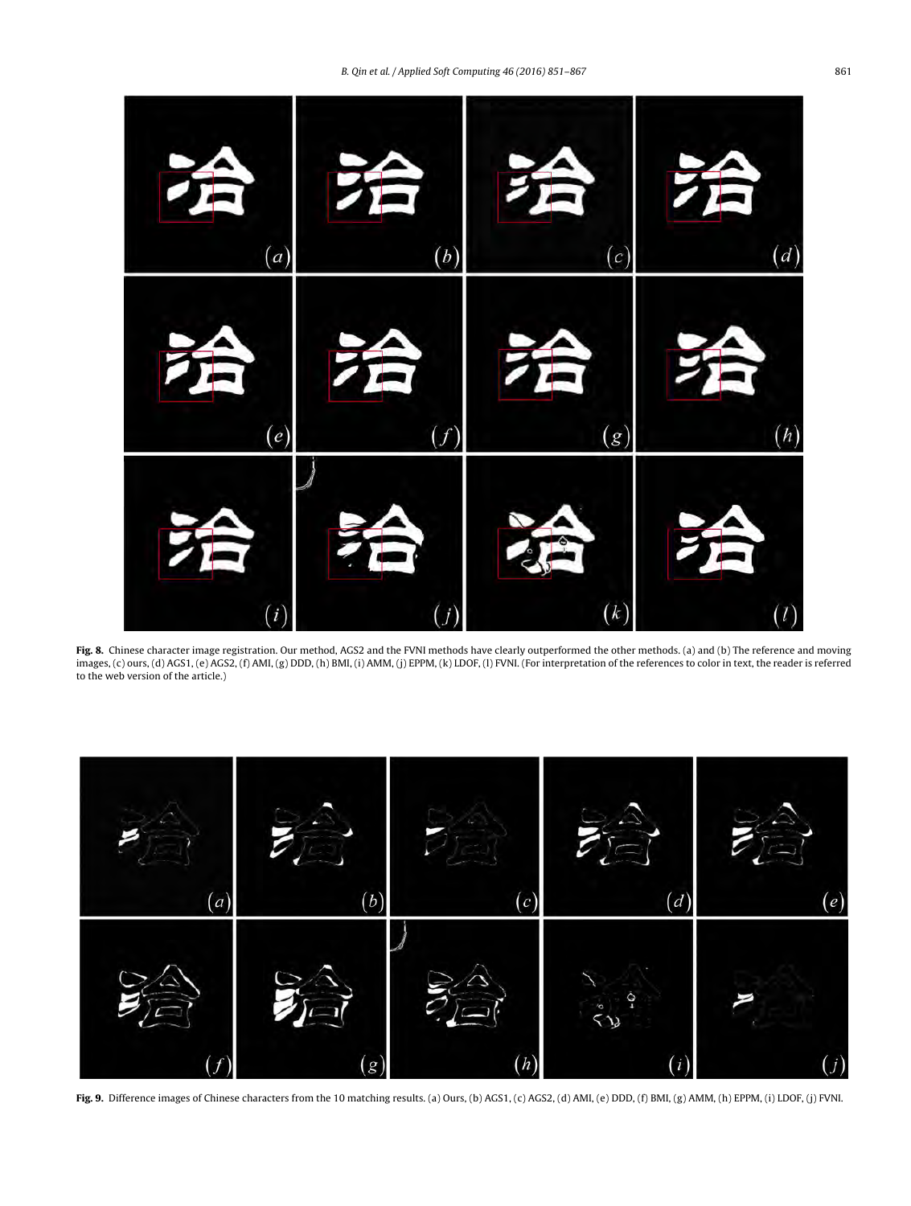**Fig. 8.** Chinese character image registration. Our method, AGS2 and the FVNI methods have clearly outperformed the other methods. (a) and (b) The reference and moving images, (c) ours, (d) AGS1, (e) AGS2, (f) AMI, (g) DDD, (h) BMI, (i) AMM, (j) EPPM, (k) LDOF, (l) FVNI. (For interpretation of the references to color in text, the reader is referred to the web version of the article.)

**Fig. 9.** Difference images of Chinese characters from the 10 matching results. (a) Ours, (b) AGS1, (c) AGS2, (d) AMI, (e) DDD, (f) BMI, (g) AMM, (h) EPPM, (i) LDOF, (j) FVNI.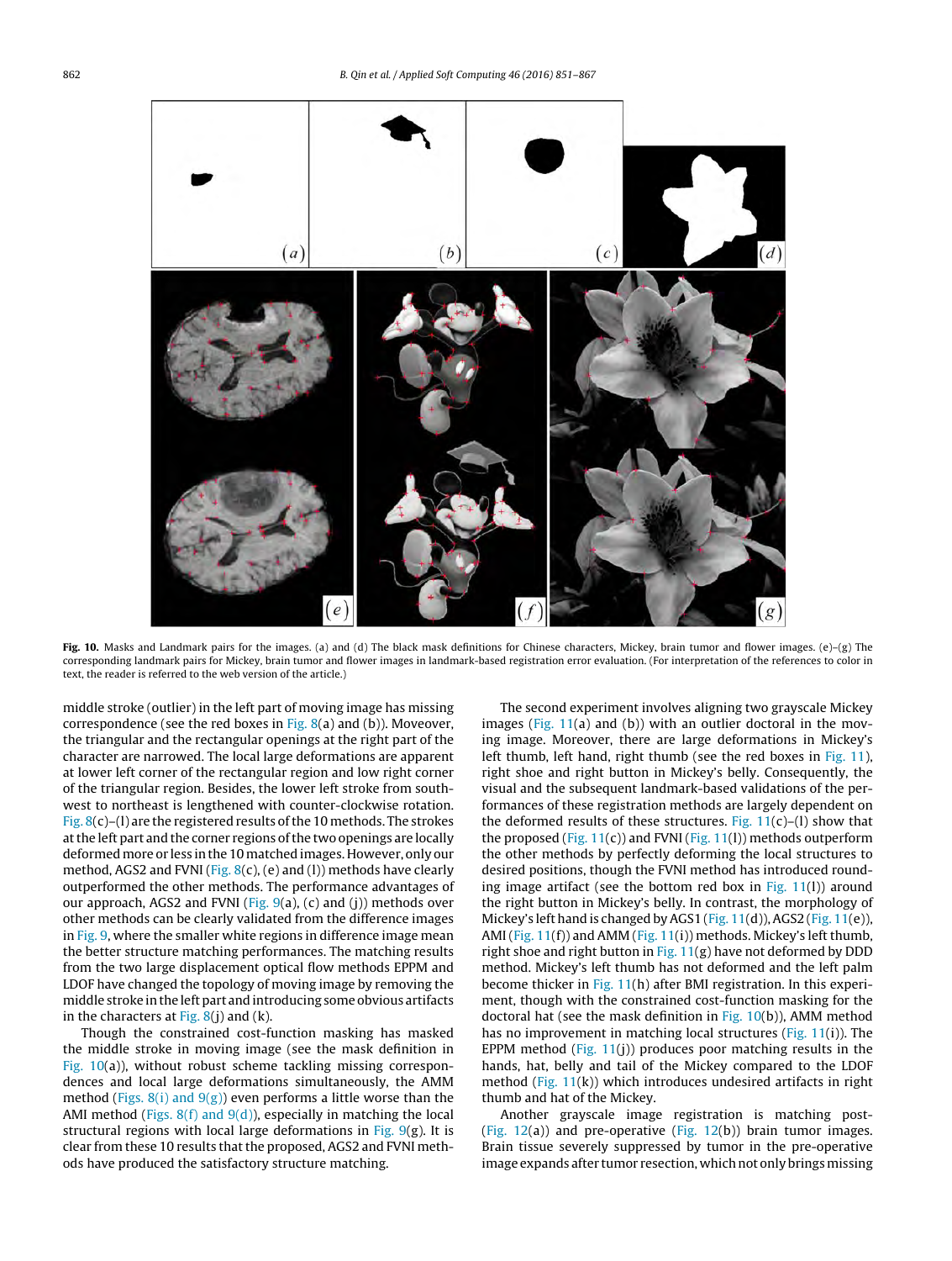**Fig. 10.** Masks and Landmark pairs for the images. (a) and (d) The black mask definitions for Chinese characters, Mickey, brain tumor and flower images. (e)–(g) The corresponding landmark pairs for Mickey, brain tumor and flower images in landmark-based registration error evaluation. (For interpretation of the references to color in text, the reader is referred to the web version of the article.)

middle stroke (outlier) in the left part of moving image has missing correspondence (see the red boxes in Fig. 8(a) and (b)). Moveover, the triangular and the rectangular openings at the right part of the character are narrowed. The local large deformations are apparent at lower left corner of the rectangular region and low right corner of the triangular region. Besides, the lower left stroke from south-west to northeast is lengthened with counter-clockwise rotation. Fig. 8(c)–(l) are the registered results of the 10 methods. The strokes at the left part and the corner regions of the two openings are locally deformed more or less in the 10 matched images. However, only our method, AGS2 and FVNI (Fig. 8(c), (e) and (l)) methods have clearly outperformed the other methods. The performance advantages of our approach, AGS2 and FVNI (Fig. 9(a), (c) and (j)) methods over other methods can be clearly validated from the difference images in Fig. 9, where the smaller white regions in difference image mean the better structure matching performances. The matching results from the two large displacement optical flow methods EPPM and LDOF have changed the topology of moving image by removing the middle stroke in the left part and introducing some obvious artifacts in the characters at Fig. 8(j) and (k).

Though the constrained cost-function masking has masked the middle stroke in moving image (see the mask definition in Fig. 10(a)), without robust scheme tackling missing correspondences and local large deformations simultaneously, the AMM method (Figs. 8(i) and 9(g)) even performs a little worse than the AMI method (Figs. 8(f) and 9(d)), especially in matching the local structural regions with local large deformations in Fig. 9(g). It is clear from these 10 results that the proposed, AGS2 and FVNI methods have produced the satisfactory structure matching.

The second experiment involves aligning two grayscale Mickey images (Fig. 11(a) and (b)) with an outlier doctoral in the moving image. Moreover, there are large deformations in Mickey's left thumb, left hand, right thumb (see the red boxes in Fig. 11), right shoe and right button in Mickey's belly. Consequently, the visual and the subsequent landmark-based validations of the performances of these registration methods are largely dependent on the deformed results of these structures. Fig. 11(c)–(l) show that the proposed (Fig. 11(c)) and FVNI (Fig. 11(l)) methods outperform the other methods by perfectly deforming the local structures to desired positions, though the FVNI method has introduced rounding image artifact (see the bottom red box in Fig. 11(l)) around the right button in Mickey's belly. In contrast, the morphology of Mickey's left hand is changed by AGS1 (Fig. 11(d)), AGS2 (Fig. 11(e)), AMI (Fig. 11(f)) and AMM (Fig. 11(i)) methods. Mickey's left thumb, right shoe and right button in Fig. 11(g) have not deformed by DDD method. Mickey's left thumb has not deformed and the left palm become thicker in Fig. 11(h) after BMI registration. In this experiment, though with the constrained cost-function masking for the doctoral hat (see the mask definition in Fig. 10(b)), AMM method has no improvement in matching local structures (Fig. 11(i)). The EPPM method (Fig. 11(j)) produces poor matching results in the hands, hat, belly and tail of the Mickey compared to the LDOF method (Fig. 11(k)) which introduces undesired artifacts in right thumb and hat of the Mickey.

Another grayscale image registration is matching post-(Fig. 12(a)) and pre-operative (Fig. 12(b)) brain tumor images. Brain tissue severely suppressed by tumor in the pre-operative image expands after tumor resection, which not only brings missing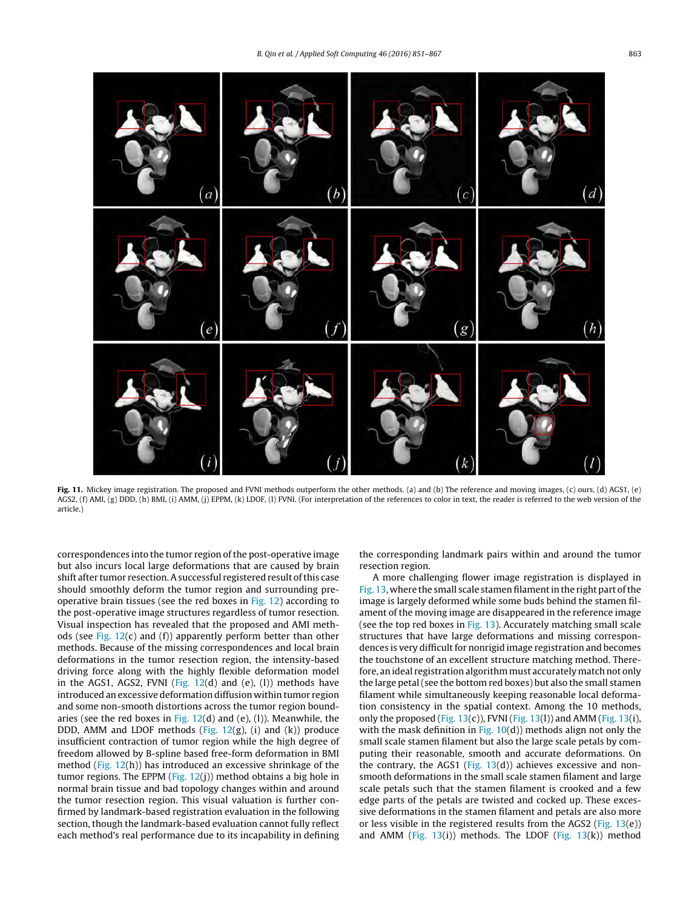**Fig. 11.** Mickey image registration. The proposed and FVNI methods outperform the other methods. (a) and (b) The reference and moving images, (c) ours, (d) AGS1, (e) AGS2, (f) AMI, (g) DDD, (h) BMI, (i) AMM, (j) EPPM, (k) LDOF, (l) FVNI. (For interpretation of the references to color in text, the reader is referred to the web version of the article.)

correspondences into the tumor region of the post-operative image but also incurs local large deformations that are caused by brain shift after tumor resection. A successful registered result of this case should smoothly deform the tumor region and surrounding pre-operative brain tissues (see the red boxes in Fig. 12) according to the post-operative image structures regardless of tumor resection. Visual inspection has revealed that the proposed and AMI methods (see Fig. 12(c) and (f)) apparently perform better than other methods. Because of the missing correspondences and local brain deformations in the tumor resection region, the intensity-based driving force along with the highly flexible deformation model in the AGS1, AGS2, FVNI (Fig. 12(d) and (e), (l)) methods have introduced an excessive deformation diffusion within tumor region and some non-smooth distortions across the tumor region boundaries (see the red boxes in Fig. 12(d) and (e), (l)). Meanwhile, the DDD, AMM and LDOF methods (Fig. 12(g), (i) and (k)) produce insufficient contraction of tumor region while the high degree of freedom allowed by B-spline based free-form deformation in BMI method (Fig. 12(h)) has introduced an excessive shrinkage of the tumor regions. The EPPM (Fig. 12(j)) method obtains a big hole in normal brain tissue and bad topology changes within and around the tumor resection region. This visual valuation is further confirmed by landmark-based registration evaluation in the following section, though the landmark-based evaluation cannot fully reflect each method's real performance due to its incapability in defining the corresponding landmark pairs within and around the tumor resection region.

A more challenging flower image registration is displayed in Fig. 13, where the small scale stamen filament in the right part of the image is largely deformed while some buds behind the stamen filament of the moving image are disappeared in the reference image (see the top red boxes in Fig. 13). Accurately matching small scale structures that have large deformations and missing correspondences is very difficult for nonrigid image registration and becomes the touchstone of an excellent structure matching method. Therefore, an ideal registration algorithm must accurately match not only the large petal (see the bottom red boxes) but also the small stamen filament while simultaneously keeping reasonable local deformation consistency in the spatial context. Among the 10 methods, only the proposed (Fig. 13(c)), FVNI (Fig. 13(l)) and AMM (Fig. 13(i), with the mask definition in Fig. 10(d)) methods align not only the small scale stamen filament but also the large scale petals by computing their reasonable, smooth and accurate deformations. On the contrary, the AGS1 (Fig. 13(d)) achieves excessive and non-smooth deformations in the small scale stamen filament and large scale petals such that the stamen filament is crooked and a few edge parts of the petals are twisted and cocked up. These excessive deformations in the stamen filament and petals are also more or less visible in the registered results from the AGS2 (Fig. 13(e)) and AMM (Fig. 13(i)) methods. The LDOF (Fig. 13(k)) method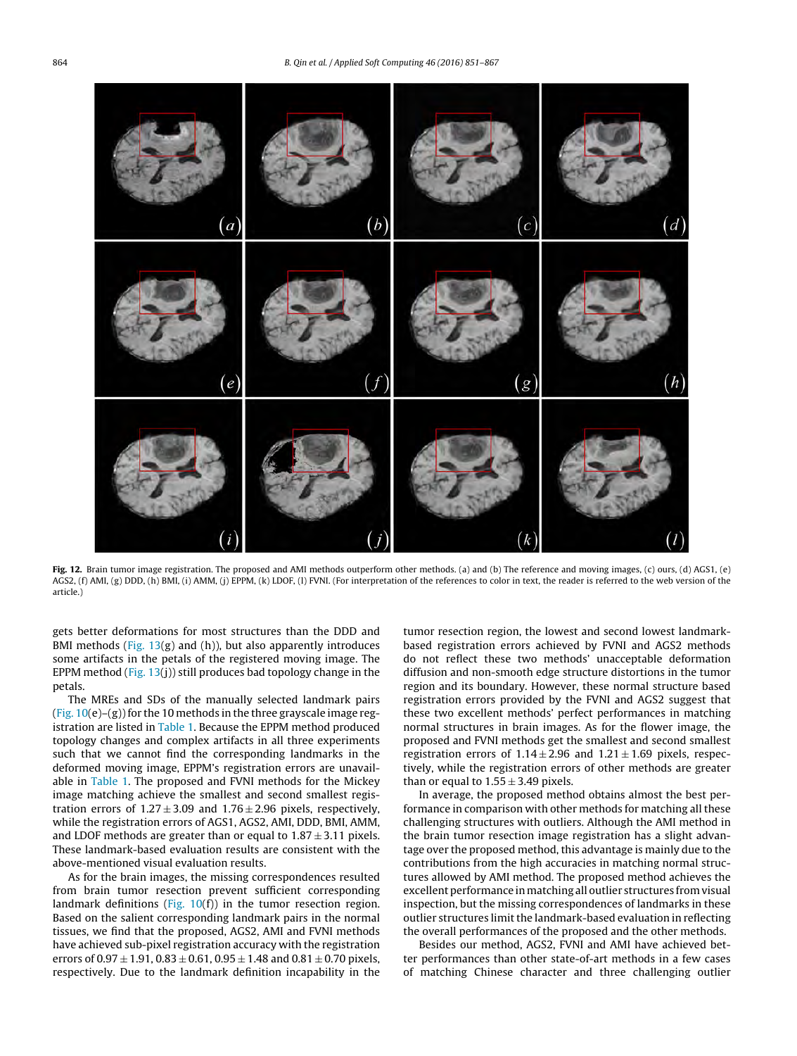**Fig. 12.** Brain tumor image registration. The proposed and AMI methods outperform other methods. (a) and (b) The reference and moving images, (c) ours, (d) AGS1, (e) AGS2, (f) AMI, (g) DDD, (h) BMI, (i) AMM, (j) EPPM, (k) LDOF, (l) FVNI. (For interpretation of the references to color in text, the reader is referred to the web version of the article.)

gets better deformations for most structures than the DDD and BMI methods (Fig. 13(g) and (h)), but also apparently introduces some artifacts in the petals of the registered moving image. The EPPM method (Fig. 13(j)) still produces bad topology change in the petals.

The MREs and SDs of the manually selected landmark pairs (Fig. 10(e)–(g)) for the 10 methods in the three grayscale image registration are listed in Table 1. Because the EPPM method produced topology changes and complex artifacts in all three experiments such that we cannot find the corresponding landmarks in the deformed moving image, EPPM's registration errors are unavailable in Table 1. The proposed and FVNI methods for the Mickey image matching achieve the smallest and second smallest registration errors of $1.27 \pm 3.09$ and $1.76 \pm 2.96$ pixels, respectively, while the registration errors of AGS1, AGS2, AMI, DDD, BMI, AMM, and LDOF methods are greater than or equal to $1.87 \pm 3.11$ pixels. These landmark-based evaluation results are consistent with the above-mentioned visual evaluation results.

As for the brain images, the missing correspondences resulted from brain tumor resection prevent sufficient corresponding landmark definitions (Fig. 10(f)) in the tumor resection region. Based on the salient corresponding landmark pairs in the normal tissues, we find that the proposed, AGS2, AMI and FVNI methods have achieved sub-pixel registration accuracy with the registration errors of $0.97 \pm 1.91$, $0.83 \pm 0.61$, $0.95 \pm 1.48$ and $0.81 \pm 0.70$ pixels, respectively. Due to the landmark definition incapability in the tumor resection region, the lowest and second lowest landmark-based registration errors achieved by FVNI and AGS2 methods do not reflect these two methods' unacceptable deformation diffusion and non-smooth edge structure distortions in the tumor region and its boundary. However, these normal structure based registration errors provided by the FVNI and AGS2 suggest that these two excellent methods' perfect performances in matching normal structures in brain images. As for the flower image, the proposed and FVNI methods get the smallest and second smallest registration errors of $1.14 \pm 2.96$ and $1.21 \pm 1.69$ pixels, respectively, while the registration errors of other methods are greater than or equal to $1.55 \pm 3.49$ pixels.

In average, the proposed method obtains almost the best performance in comparison with other methods for matching all these challenging structures with outliers. Although the AMI method in the brain tumor resection image registration has a slight advantage over the proposed method, this advantage is mainly due to the contributions from the high accuracies in matching normal structures allowed by AMI method. The proposed method achieves the excellent performance in matching all outlier structures from visual inspection, but the missing correspondences of landmarks in these outlier structures limit the landmark-based evaluation in reflecting the overall performances of the proposed and the other methods.

Besides our method, AGS2, FVNI and AMI have achieved better performances than other state-of-art methods in a few cases of matching Chinese character and three challenging outlier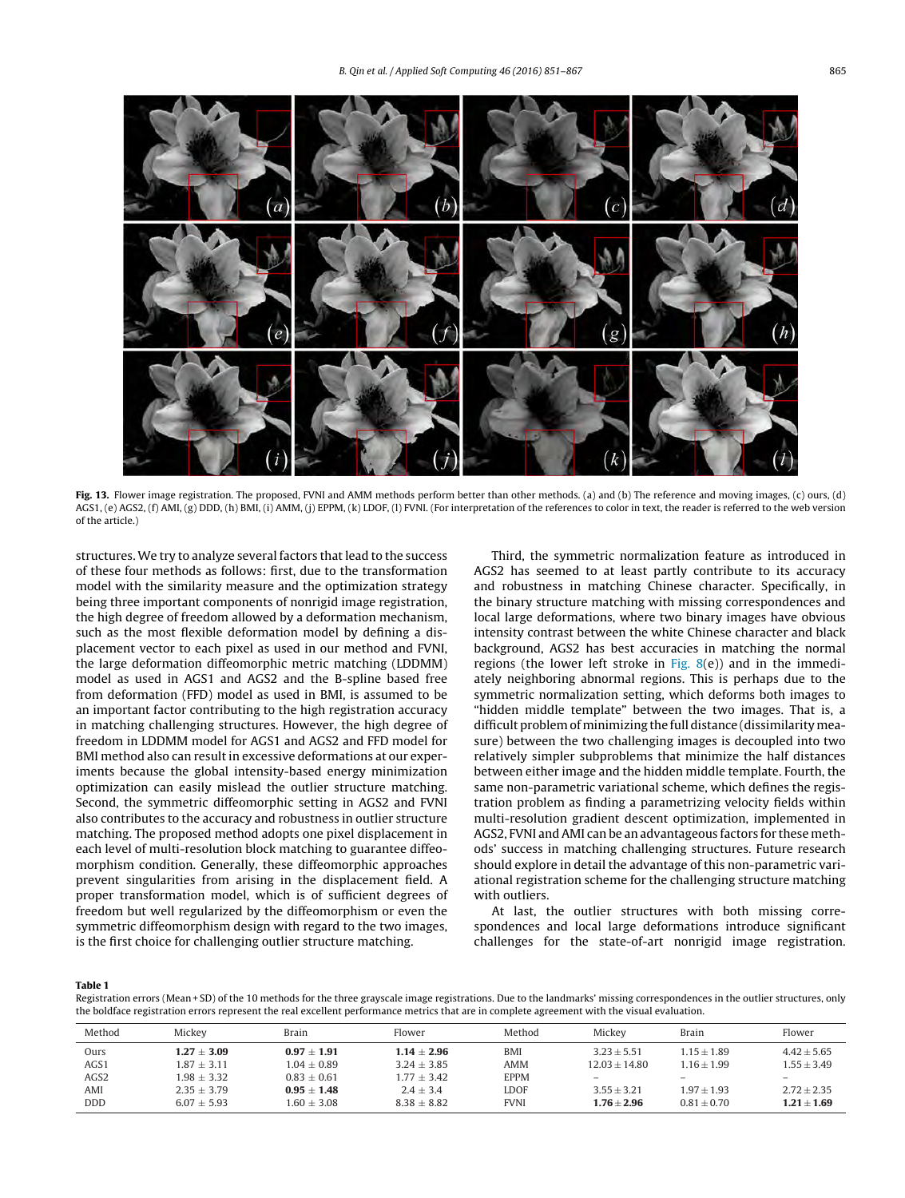**Fig. 13.** Flower image registration. The proposed, FVNI and AMM methods perform better than other methods. (a) and (b) The reference and moving images, (c) ours, (d) AGS1, (e) AGS2, (f) AMI, (g) DDD, (h) BMI, (i) AMM, (j) EPPM, (k) LDOF, (l) FVNI. (For interpretation of the references to color in text, the reader is referred to the web version of the article.)

structures. We try to analyze several factors that lead to the success of these four methods as follows: first, due to the transformation model with the similarity measure and the optimization strategy being three important components of nonrigid image registration, the high degree of freedom allowed by a deformation mechanism, such as the most flexible deformation model by defining a displacement vector to each pixel as used in our method and FVNI, the large deformation diffeomorphic metric matching (LDDMM) model as used in AGS1 and AGS2 and the B-spline based free from deformation (FFD) model as used in BMI, is assumed to be an important factor contributing to the high registration accuracy in matching challenging structures. However, the high degree of freedom in LDDMM model for AGS1 and AGS2 and FFD model for BMI method also can result in excessive deformations at our experiments because the global intensity-based energy minimization optimization can easily mislead the outlier structure matching. Second, the symmetric diffeomorphic setting in AGS2 and FVNI also contributes to the accuracy and robustness in outlier structure matching. The proposed method adopts one pixel displacement in each level of multi-resolution block matching to guarantee diffeomorphism condition. Generally, these diffeomorphic approaches prevent singularities from arising in the displacement field. A proper transformation model, which is of sufficient degrees of freedom but well regularized by the diffeomorphism or even the symmetric diffeomorphism design with regard to the two images, is the first choice for challenging outlier structure matching.

Third, the symmetric normalization feature as introduced in AGS2 has seemed to at least partly contribute to its accuracy and robustness in matching Chinese character. Specifically, in the binary structure matching with missing correspondences and local large deformations, where two binary images have obvious intensity contrast between the white Chinese character and black background, AGS2 has best accuracies in matching the normal regions (the lower left stroke in Fig. 8(e)) and in the immediately neighboring abnormal regions. This is perhaps due to the symmetric normalization setting, which deforms both images to "hidden middle template" between the two images. That is, a difficult problem of minimizing the full distance (dissimilarity measure) between the two challenging images is decoupled into two relatively simpler subproblems that minimize the half distances between either image and the hidden middle template. Fourth, the same non-parametric variational scheme, which defines the registration problem as finding a parametrizing velocity fields within multi-resolution gradient descent optimization, implemented in AGS2, FVNI and AMI can be an advantageous factors for these methods' success in matching challenging structures. Future research should explore in detail the advantage of this non-parametric variational registration scheme for the challenging structure matching with outliers.

At last, the outlier structures with both missing correspondences and local large deformations introduce significant challenges for the state-of-art nonrigid image registration.

**Table 1**
Registration errors (Mean + SD) of the 10 methods for the three grayscale image registrations. Due to the landmarks' missing correspondences in the outlier structures, only the boldface registration errors represent the real excellent performance metrics that are in complete agreement with the visual evaluation.

| Method | Mickey | Brain | Flower | Method | Mickey | Brain | Flower |
|---|---|---|---|---|---|---|---|
| Ours | **1.27 ± 3.09** | **0.97 ± 1.91** | **1.14 ± 2.96** | BMI | 3.23 ± 5.51 | 1.15 ± 1.89 | 4.42 ± 5.65 |
| AGS1 | 1.87 ± 3.11 | 1.04 ± 0.89 | 3.24 ± 3.85 | AMM | 12.03 ± 14.80 | 1.16 ± 1.99 | 1.55 ± 3.49 |
| AGS2 | 1.98 ± 3.32 | 0.83 ± 0.61 | 1.77 ± 3.42 | EPPM | – | – | – |
| AMI | 2.35 ± 3.79 | **0.95 ± 1.48** | 2.4 ± 3.4 | LDOF | 3.55 ± 3.21 | 1.97 ± 1.93 | 2.72 ± 2.35 |
| DDD | 6.07 ± 5.93 | 1.60 ± 3.08 | 8.38 ± 8.82 | FVNI | **1.76 ± 2.96** | 0.81 ± 0.70 | **1.21 ± 1.69** |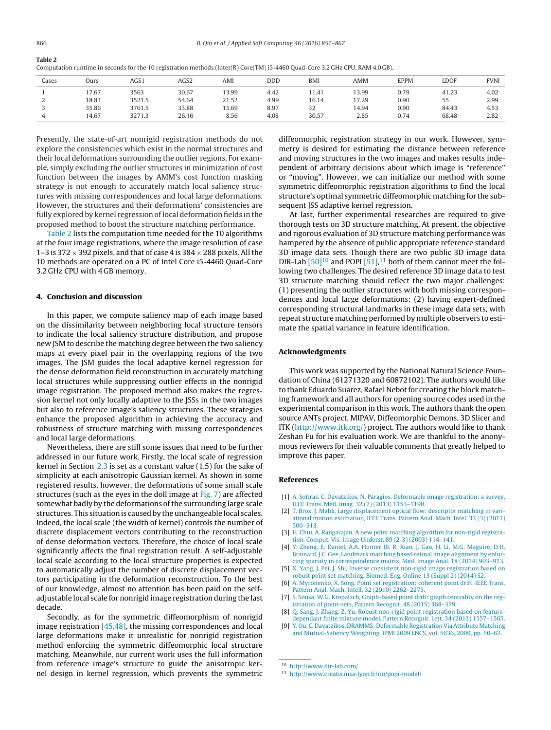**Table 2**
Computation runtime in seconds for the 10 registration methods (Inter(R) Core(TM) i5-4460 Quad-Core 3.2 GHz CPU, RAM 4.0 GB).

| Cases | Ours | AGS1 | AGS2 | AMI | DDD | BMI | AMM | EPPM | LDOF | FVNI |
|---|---|---|---|---|---|---|---|---|---|---|
| 1 | 17.67 | 3563 | 30.67 | 13.99 | 4.42 | 11.41 | 13.99 | 0.79 | 41.23 | 4.02 |
| 2 | 18.83 | 3521.5 | 54.64 | 21.52 | 4.99 | 16.14 | 17.29 | 0.90 | 55 | 2.99 |
| 3 | 35.86 | 3761.5 | 33.88 | 15.69 | 8.97 | 32 | 14.94 | 0.90 | 84.43 | 4.53 |
| 4 | 14.67 | 3271.3 | 26.16 | 8.56 | 4.08 | 30.57 | 2.85 | 0.74 | 68.48 | 2.82 |

Presently, the state-of-art nonrigid registration methods do not explore the consistencies which exist in the normal structures and their local deformations surrounding the outlier regions. For example, simply excluding the outlier structures in minimization of cost function between the images by AMM's cost function masking strategy is not enough to accurately match local saliency structures with missing correspondences and local large deformations. However, the structures and their deformations' consistencies are fully explored by kernel regression of local deformation fields in the proposed method to boost the structure matching performance.

Table 2 lists the computation time needed for the 10 algorithms at the four image registrations, where the image resolution of case 1–3 is $372 \times 392$ pixels, and that of case 4 is $384 \times 288$ pixels. All the 10 methods are operated on a PC of Intel Core i5-4460 Quad-Core 3.2 GHz CPU with 4 GB memory.

## 4. Conclusion and discussion

In this paper, we compute saliency map of each image based on the dissimilarity between neighboring local structure tensors to indicate the local saliency structure distribution, and propose new JSM to describe the matching degree between the two saliency maps at every pixel pair in the overlapping regions of the two images. The JSM guides the local adaptive kernel regression for the dense deformation field reconstruction in accurately matching local structures while suppressing outlier effects in the nonrigid image registration. The proposed method also makes the regression kernel not only locally adaptive to the JSSs in the two images but also to reference image's saliency structures. These strategies enhance the proposed algorithm in achieving the accuracy and robustness of structure matching with missing correspondences and local large deformations.

Nevertheless, there are still some issues that need to be further addressed in our future work. Firstly, the local scale of regression kernel in Section 2.3 is set as a constant value (1.5) for the sake of simplicity at each anisotropic Gaussian kernel. As shown in some registered results, however, the deformations of some small scale structures (such as the eyes in the doll image at Fig. 7) are affected somewhat badly by the deformations of the surrounding large scale structures. This situation is caused by the unchangeable local scales. Indeed, the local scale (the width of kernel) controls the number of discrete displacement vectors contributing to the reconstruction of dense deformation vectors. Therefore, the choice of local scale significantly affects the final registration result. A self-adjustable local scale according to the local structure properties is expected to automatically adjust the number of discrete displacement vectors participating in the deformation reconstruction. To the best of our knowledge, almost no attention has been paid on the self-adjustable local scale for nonrigid image registration during the last decade.

Secondly, as for the symmetric diffeomorphism of nonrigid image registration [45,48], the missing correspondences and local large deformations make it unrealistic for nonrigid registration method enforcing the symmetric diffeomorphic local structure matching. Meanwhile, our current work uses the full information from reference image's structure to guide the anisotropic kernel design in kernel regression, which prevents the symmetric diffeomorphic registration strategy in our work. However, symmetry is desired for estimating the distance between reference and moving structures in the two images and makes results independent of arbitrary decisions about which image is "reference" or "moving". However, we can initialize our method with some symmetric diffeomorphic registration algorithms to find the local structure's optimal symmetric diffeomorphic matching for the subsequent JSS adaptive kernel regression.

At last, further experimental researches are required to give thorough tests on 3D structure matching. At present, the objective and rigorous evaluation of 3D structure matching performance was hampered by the absence of public appropriate reference standard 3D image data sets. Though there are two public 3D image data DIR-Lab [50][10] and POPI [51],[11] both of them cannot meet the following two challenges. The desired reference 3D image data to test 3D structure matching should reflect the two major challenges: (1) presenting the outlier structures with both missing correspondences and local large deformations; (2) having expert-defined corresponding structural landmarks in these image data sets, with repeat structure matching performed by multiple observers to estimate the spatial variance in feature identification.

## Acknowledgments

This work was supported by the National Natural Science Foundation of China (61271320 and 60872102). The authors would like to thank Eduardo Suarez, Rafael Nebot for creating the block matching framework and all authors for opening source codes used in the experimental comparison in this work. The authors thank the open source ANTs project, MIPAV, Diffeomorphic Demons, 3D Slicer and ITK (http://www.itk.org/) project. The authors would like to thank Zeshan Fu for his evaluation work. We are thankful to the anonymous reviewers for their valuable comments that greatly helped to improve this paper.

## References

[1] A. Sotiras, C. Davatzikos, N. Paragios, Deformable image registration: a survey, IEEE Trans. Med. Imag. 32 (7) (2013) 1153–1190.
[2] T. Brox, J. Malik, Large displacement optical flow: descriptor matching in variational motion estimation, IEEE Trans. Pattern Anal. Mach. Intel. 33 (3) (2011) 500–513.
[3] H. Chui, A. Rangarajan, A new point matching algorithm for non-rigid registration, Comput. Vis. Image Underst. 89 (2-3) (2003) 114–141.
[4] Y. Zheng, E. Daniel, A.A. Hunter III, R. Xiao, J. Gao, H. Li, M.G. Maguire, D.H. Brainard, J.C. Gee, Landmark matching based retinal image alignment by enforcing sparsity in correspondence matrix, Med. Image Anal. 18 (2014) 903–913.
[5] X. Yang, J. Pei, J. Shi, Inverse consistent non-rigid image registration based on robust point set matching, Biomed. Eng. Online 13 (Suppl 2) (2014) S2.
[6] A. Myronenko, X. Song, Point set registration: coherent point drift, IEEE Trans. Pattern Anal. Mach. Intell. 32 (2010) 2262–2275.
[7] S. Sousa, W.G. Kropatsch, Graph-based point drift: graph centrality on the registration of point-sets, Pattern Recognit. 48 (2015) 368–379.
[8] Q. Sang, J. Zhang, Z. Yu, Robust non-rigid point registration based on featuredependant finite mixture model, Pattern Recognit. Lett. 34 (2013) 1557–1565.
[9] Y. Ou, C. Davatzikos, DRAMMS: Deformable Registration Via Attribute Matching and Mutual-Saliency Weighting, IPMI 2009 LNCS, vol. 5636, 2009, pp. 50–62.

[10] http://www.dir-lab.com/
[11] http://www.creatis.insa-lyon.fr/rio/popi-model/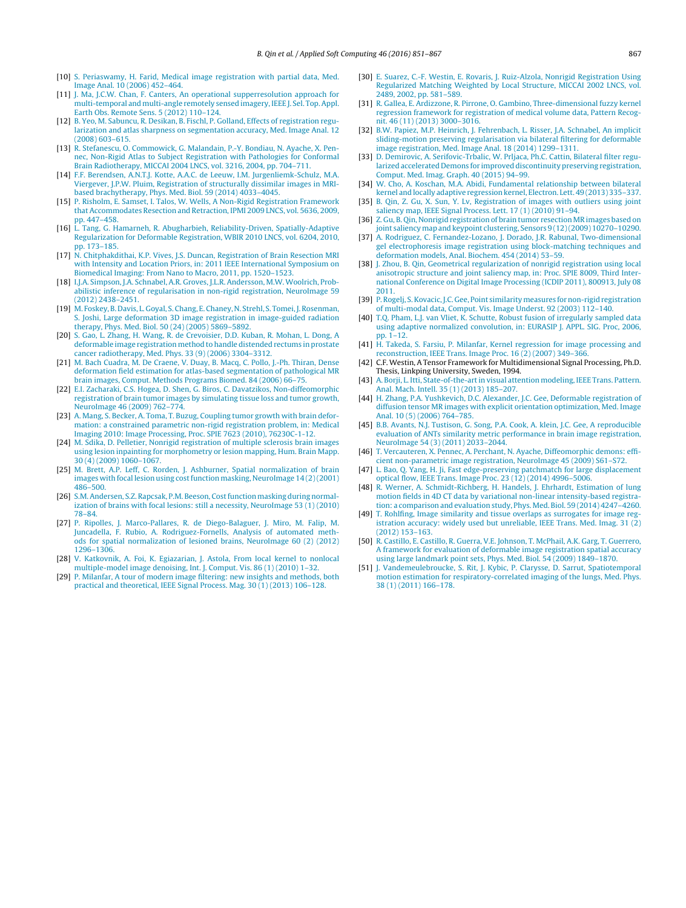[10] S. Periaswamy, H. Farid, Medical image registration with partial data, Med. Image Anal. 10 (2006) 452–464.

[11] J. Ma, J.C.W. Chan, F. Canters, An operational supperresolution approach for multi-temporal and multi-angle remotely sensed imagery, IEEE J. Sel. Top. Appl. Earth Obs. Remote Sens. 5 (2012) 110–124.

[12] B. Yeo, M. Sabuncu, R. Desikan, B. Fischl, P. Golland, Effects of registration regularization and atlas sharpness on segmentation accuracy, Med. Image Anal. 12 (2008) 603–615.

[13] R. Stefanescu, O. Commowick, G. Malandain, P.-Y. Bondiau, N. Ayache, X. Pennec, Non-Rigid Atlas to Subject Registration with Pathologies for Conformal Brain Radiotherapy, MICCAI 2004 LNCS, vol. 3216, 2004, pp. 704–711.

[14] F.F. Berendsen, A.N.T.J. Kotte, A.A.C. de Leeuw, I.M. Jurgenliemk-Schulz, M.A. Viergever, J.P.W. Pluim, Registration of structurally dissimilar images in MRI-based brachytherapy, Phys. Med. Biol. 59 (2014) 4033–4045.

[15] P. Risholm, E. Samset, I. Talos, W. Wells, A Non-Rigid Registration Framework that Accommodates Resection and Retraction, IPMI 2009 LNCS, vol. 5636, 2009, pp. 447–458.

[16] L. Tang, G. Hamarneh, R. Abugharbieh, Reliability-Driven, Spatially-Adaptive Regularization for Deformable Registration, WBIR 2010 LNCS, vol. 6204, 2010, pp. 173–185.

[17] N. Chitphakdithai, K.P. Vives, J.S. Duncan, Registration of Brain Resection MRI with Intensity and Location Priors, in: 2011 IEEE International Symposium on Biomedical Imaging: From Nano to Macro, 2011, pp. 1520–1523.

[18] I.J.A. Simpson, J.A. Schnabel, A.R. Groves, J.L.R. Andersson, M.W. Woolrich, Probabilistic inference of regularisation in non-rigid registration, NeuroImage 59 (2012) 2438–2451.

[19] M. Foskey, B. Davis, L. Goyal, S. Chang, E. Chaney, N. Strehl, S. Tomei, J. Rosenman, S. Joshi, Large deformation 3D image registration in image-guided radiation therapy, Phys. Med. Biol. 50 (24) (2005) 5869–5892.

[20] S. Gao, L. Zhang, H. Wang, R. de Crevoisier, D.D. Kuban, R. Mohan, L. Dong, A deformable image registration method to handle distended rectums in prostate cancer radiotherapy, Med. Phys. 33 (9) (2006) 3304–3312.

[21] M. Bach Cuadra, M. De Craene, V. Duay, B. Macq, C. Pollo, J.-Ph. Thiran, Dense deformation field estimation for atlas-based segmentation of pathological MR brain images, Comput. Methods Programs Biomed. 84 (2006) 66–75.

[22] E.I. Zacharaki, C.S. Hogea, D. Shen, G. Biros, C. Davatzikos, Non-diffeomorphic registration of brain tumor images by simulating tissue loss and tumor growth, NeuroImage 46 (2009) 762–774.

[23] A. Mang, S. Becker, A. Toma, T. Buzug, Coupling tumor growth with brain deformation: a constrained parametric non-rigid registration problem, in: Medical Imaging 2010: Image Processing, Proc. SPIE 7623 (2010), 76230C-1-12.

[24] M. Sdika, D. Pelletier, Nonrigid registration of multiple sclerosis brain images using lesion inpainting for morphometry or lesion mapping, Hum. Brain Mapp. 30 (4) (2009) 1060–1067.

[25] M. Brett, A.P. Leff, C. Rorden, J. Ashburner, Spatial normalization of brain images with focal lesion using cost function masking, NeuroImage 14 (2) (2001) 486–500.

[26] S.M. Andersen, S.Z. Rapcsak, P.M. Beeson, Cost function masking during normalization of brains with focal lesions: still a necessity, NeuroImage 53 (1) (2010) 78–84.

[27] P. Ripolles, J. Marco-Pallares, R. de Diego-Balaguer, J. Miro, M. Falip, M. Juncadella, F. Rubio, A. Rodriguez-Fornells, Analysis of automated methods for spatial normalization of lesioned brains, NeuroImage 60 (2) (2012) 1296–1306.

[28] V. Katkovnik, A. Foi, K. Egiazarian, J. Astola, From local kernel to nonlocal multiple-model image denoising, Int. J. Comput. Vis. 86 (1) (2010) 1–32.

[29] P. Milanfar, A tour of modern image filtering: new insights and methods, both practical and theoretical, IEEE Signal Process. Mag. 30 (1) (2013) 106–128.

[30] E. Suarez, C.-F. Westin, E. Rovaris, J. Ruiz-Alzola, Nonrigid Registration Using Regularized Matching Weighted by Local Structure, MICCAI 2002 LNCS, vol. 2489, 2002, pp. 581–589.

[31] R. Gallea, E. Ardizzone, R. Pirrone, O. Gambino, Three-dimensional fuzzy kernel regression framework for registration of medical volume data, Pattern Recognit. 46 (11) (2013) 3000–3016.

[32] B.W. Papiez, M.P. Heinrich, J. Fehrenbach, L. Risser, J.A. Schnabel, An implicit sliding-motion preserving regularisation via bilateral filtering for deformable image registration, Med. Image Anal. 18 (2014) 1299–1311.

[33] D. Demirovic, A. Serifovic-Trbalic, W. Prljaca, Ph.C. Cattin, Bilateral filter regularized accelerated Demons for improved discontinuity preserving registration, Comput. Med. Imag. Graph. 40 (2015) 94–99.

[34] W. Cho, A. Koschan, M.A. Abidi, Fundamental relationship between bilateral kernel and locally adaptive regression kernel, Electron. Lett. 49 (2013) 335–337.

[35] B. Qin, Z. Gu, X. Sun, Y. Lv, Registration of images with outliers using joint saliency map, IEEE Signal Process. Lett. 17 (1) (2010) 91–94.

[36] Z. Gu, B. Qin, Nonrigid registration of brain tumor resection MR images based on joint saliency map and keypoint clustering, Sensors 9 (12) (2009) 10270–10290.

[37] A. Rodriguez, C. Fernandez-Lozano, J. Dorado, J.R. Rabunal, Two-dimensional gel electrophoresis image registration using block-matching techniques and deformation models, Anal. Biochem. 454 (2014) 53–59.

[38] J. Zhou, B. Qin, Geometrical regularization of nonrigid registration using local anisotropic structure and joint saliency map, in: Proc. SPIE 8009, Third International Conference on Digital Image Processing (ICDIP 2011), 800913, July 08 2011.

[39] P. Rogelj, S. Kovacic, J.C. Gee, Point similarity measures for non-rigid registration of multi-modal data, Comput. Vis. Image Underst. 92 (2003) 112–140.

[40] T.Q. Pham, L.J. van Vliet, K. Schutte, Robust fusion of irregularly sampled data using adaptive normalized convolution, in: EURASIP J. APPL. SIG. Proc, 2006, pp. 1–12.

[41] H. Takeda, S. Farsiu, P. Milanfar, Kernel regression for image processing and reconstruction, IEEE Trans. Image Proc. 16 (2) (2007) 349–366.

[42] C.F. Westin, A Tensor Framework for Multidimensional Signal Processing, Ph.D. Thesis, Linkping University, Sweden, 1994.

[43] A. Borji, L. Itti, State-of-the-art in visual attention modeling, IEEE Trans. Pattern. Anal. Mach. Intell. 35 (1) (2013) 185–207.

[44] H. Zhang, P.A. Yushkevich, D.C. Alexander, J.C. Gee, Deformable registration of diffusion tensor MR images with explicit orientation optimization, Med. Image Anal. 10 (5) (2006) 764–785.

[45] B.B. Avants, N.J. Tustison, G. Song, P.A. Cook, A. klein, J.C. Gee, A reproducible evaluation of ANTs similarity metric performance in brain image registration, NeuroImage 54 (3) (2011) 2033–2044.

[46] T. Vercauteren, X. Pennec, A. Perchant, N. Ayache, Diffeomorphic demons: efficient non-parametric image registration, NeuroImage 45 (2009) S61–S72.

[47] L. Bao, Q. Yang, H. Ji, Fast edge-preserving patchmatch for large displacement optical flow, IEEE Trans. Image Proc. 23 (12) (2014) 4996–5006.

[48] R. Werner, A. Schmidt-Richberg, H. Handels, J. Ehrhardt, Estimation of lung motion fields in 4D CT data by variational non-linear intensity-based registration: a comparison and evaluation study, Phys. Med. Biol. 59 (2014) 4247–4260.

[49] T. Rohlfing, Image similarity and tissue overlaps as surrogates for image registration accuracy: widely used but unreliable, IEEE Trans. Med. Imag. 31 (2) (2012) 153–163.

[50] R. Castillo, E. Castillo, R. Guerra, V.E. Johnson, T. McPhail, A.K. Garg, T. Guerrero, A framework for evaluation of deformable image registration spatial accuracy using large landmark point sets, Phys. Med. Biol. 54 (2009) 1849–1870.

[51] J. Vandemeulebroucke, S. Rit, J. Kybic, P. Clarysse, D. Sarrut, Spatiotemporal motion estimation for respiratory-correlated imaging of the lungs, Med. Phys. 38 (1) (2011) 166–178.